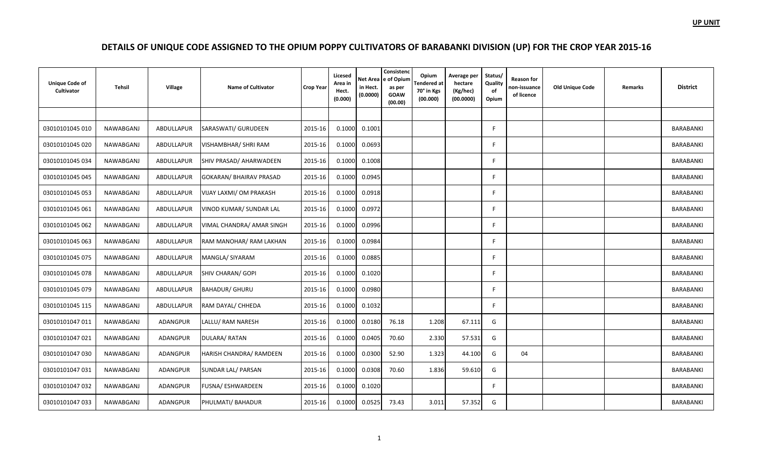UP UNIT

# DETAILS OF UNIQUE CODE ASSIGNED TO THE OPIUM POPPY CULTIVATORS OF BARABANKI DIVISION (UP) FOR THE CROP YEAR 2015-16

| Unique Code of Cultivator | Tehsil | Village | Name of Cultivator | Crop Year | Licesed Area in Hect. (0.000) | Net Area in Hect. (0.0000) | Consistence of Opium as per GOAW (00.00) | Opium Tendered at 70° in Kgs (00.000) | Average per hectare (Kg/hec) (00.0000) | Status/ Quality of Opium | Reason for non-issuance of licence | Old Unique Code | Remarks | District |
|---|---|---|---|---|---|---|---|---|---|---|---|---|---|---|
| | | | | | | | | | | | | | | |
| 03010101045 010 | NAWABGANJ | ABDULLAPUR | SARASWATI/ GURUDEEN | 2015-16 | 0.1000 | 0.1001 | | | | F | | | | BARABANKI |
| 03010101045 020 | NAWABGANJ | ABDULLAPUR | VISHAMBHAR/ SHRI RAM | 2015-16 | 0.1000 | 0.0693 | | | | F | | | | BARABANKI |
| 03010101045 034 | NAWABGANJ | ABDULLAPUR | SHIV PRASAD/ AHARWADEEN | 2015-16 | 0.1000 | 0.1008 | | | | F | | | | BARABANKI |
| 03010101045 045 | NAWABGANJ | ABDULLAPUR | GOKARAN/ BHAIRAV PRASAD | 2015-16 | 0.1000 | 0.0945 | | | | F | | | | BARABANKI |
| 03010101045 053 | NAWABGANJ | ABDULLAPUR | VIJAY LAXMI/ OM PRAKASH | 2015-16 | 0.1000 | 0.0918 | | | | F | | | | BARABANKI |
| 03010101045 061 | NAWABGANJ | ABDULLAPUR | VINOD KUMAR/ SUNDAR LAL | 2015-16 | 0.1000 | 0.0972 | | | | F | | | | BARABANKI |
| 03010101045 062 | NAWABGANJ | ABDULLAPUR | VIMAL CHANDRA/ AMAR SINGH | 2015-16 | 0.1000 | 0.0996 | | | | F | | | | BARABANKI |
| 03010101045 063 | NAWABGANJ | ABDULLAPUR | RAM MANOHAR/ RAM LAKHAN | 2015-16 | 0.1000 | 0.0984 | | | | F | | | | BARABANKI |
| 03010101045 075 | NAWABGANJ | ABDULLAPUR | MANGLA/ SIYARAM | 2015-16 | 0.1000 | 0.0885 | | | | F | | | | BARABANKI |
| 03010101045 078 | NAWABGANJ | ABDULLAPUR | SHIV CHARAN/ GOPI | 2015-16 | 0.1000 | 0.1020 | | | | F | | | | BARABANKI |
| 03010101045 079 | NAWABGANJ | ABDULLAPUR | BAHADUR/ GHURU | 2015-16 | 0.1000 | 0.0980 | | | | F | | | | BARABANKI |
| 03010101045 115 | NAWABGANJ | ABDULLAPUR | RAM DAYAL/ CHHEDA | 2015-16 | 0.1000 | 0.1032 | | | | F | | | | BARABANKI |
| 03010101047 011 | NAWABGANJ | ADANGPUR | LALLU/ RAM NARESH | 2015-16 | 0.1000 | 0.0180 | 76.18 | 1.208 | 67.111 | G | | | | BARABANKI |
| 03010101047 021 | NAWABGANJ | ADANGPUR | DULARA/ RATAN | 2015-16 | 0.1000 | 0.0405 | 70.60 | 2.330 | 57.531 | G | | | | BARABANKI |
| 03010101047 030 | NAWABGANJ | ADANGPUR | HARISH CHANDRA/ RAMDEEN | 2015-16 | 0.1000 | 0.0300 | 52.90 | 1.323 | 44.100 | G | 04 | | | BARABANKI |
| 03010101047 031 | NAWABGANJ | ADANGPUR | SUNDAR LAL/ PARSAN | 2015-16 | 0.1000 | 0.0308 | 70.60 | 1.836 | 59.610 | G | | | | BARABANKI |
| 03010101047 032 | NAWABGANJ | ADANGPUR | FUSNA/ ESHWARDEEN | 2015-16 | 0.1000 | 0.1020 | | | | F | | | | BARABANKI |
| 03010101047 033 | NAWABGANJ | ADANGPUR | PHULMATI/ BAHADUR | 2015-16 | 0.1000 | 0.0525 | 73.43 | 3.011 | 57.352 | G | | | | BARABANKI |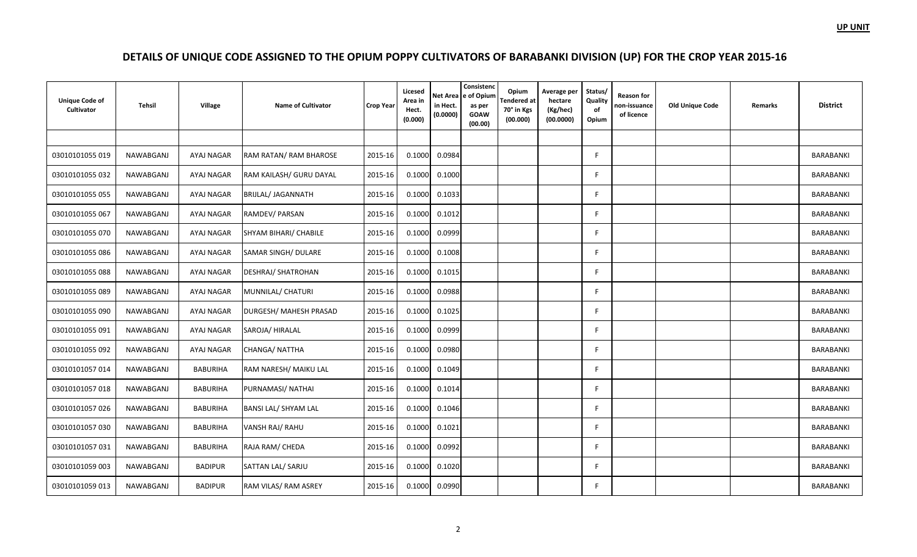**UP UNIT**

## DETAILS OF UNIQUE CODE ASSIGNED TO THE OPIUM POPPY CULTIVATORS OF BARABANKI DIVISION (UP) FOR THE CROP YEAR 2015-16

| Unique Code of Cultivator | Tehsil | Village | Name of Cultivator | Crop Year | Licesed Area in Hect. (0.000) | Net Area in Hect. (0.0000) | Consistence of Opium as per GOAW (00.00) | Opium Tendered at 70° in Kgs (00.000) | Average per hectare (Kg/hec) (00.0000) | Status/ Quality of Opium | Reason for non-issuance of licence | Old Unique Code | Remarks | District |
|---|---|---|---|---|---|---|---|---|---|---|---|---|---|---|
| | | | | | | | | | | | | | | |
| 03010101055 019 | NAWABGANJ | AYAJ NAGAR | RAM RATAN/ RAM BHAROSE | 2015-16 | 0.1000 | 0.0984 | | | | F | | | | BARABANKI |
| 03010101055 032 | NAWABGANJ | AYAJ NAGAR | RAM KAILASH/ GURU DAYAL | 2015-16 | 0.1000 | 0.1000 | | | | F | | | | BARABANKI |
| 03010101055 055 | NAWABGANJ | AYAJ NAGAR | BRIJLAL/ JAGANNATH | 2015-16 | 0.1000 | 0.1033 | | | | F | | | | BARABANKI |
| 03010101055 067 | NAWABGANJ | AYAJ NAGAR | RAMDEV/ PARSAN | 2015-16 | 0.1000 | 0.1012 | | | | F | | | | BARABANKI |
| 03010101055 070 | NAWABGANJ | AYAJ NAGAR | SHYAM BIHARI/ CHABILE | 2015-16 | 0.1000 | 0.0999 | | | | F | | | | BARABANKI |
| 03010101055 086 | NAWABGANJ | AYAJ NAGAR | SAMAR SINGH/ DULARE | 2015-16 | 0.1000 | 0.1008 | | | | F | | | | BARABANKI |
| 03010101055 088 | NAWABGANJ | AYAJ NAGAR | DESHRAJ/ SHATROHAN | 2015-16 | 0.1000 | 0.1015 | | | | F | | | | BARABANKI |
| 03010101055 089 | NAWABGANJ | AYAJ NAGAR | MUNNILAL/ CHATURI | 2015-16 | 0.1000 | 0.0988 | | | | F | | | | BARABANKI |
| 03010101055 090 | NAWABGANJ | AYAJ NAGAR | DURGESH/ MAHESH PRASAD | 2015-16 | 0.1000 | 0.1025 | | | | F | | | | BARABANKI |
| 03010101055 091 | NAWABGANJ | AYAJ NAGAR | SAROJA/ HIRALAL | 2015-16 | 0.1000 | 0.0999 | | | | F | | | | BARABANKI |
| 03010101055 092 | NAWABGANJ | AYAJ NAGAR | CHANGA/ NATTHA | 2015-16 | 0.1000 | 0.0980 | | | | F | | | | BARABANKI |
| 03010101057 014 | NAWABGANJ | BABURIHA | RAM NARESH/ MAIKU LAL | 2015-16 | 0.1000 | 0.1049 | | | | F | | | | BARABANKI |
| 03010101057 018 | NAWABGANJ | BABURIHA | PURNAMASI/ NATHAI | 2015-16 | 0.1000 | 0.1014 | | | | F | | | | BARABANKI |
| 03010101057 026 | NAWABGANJ | BABURIHA | BANSI LAL/ SHYAM LAL | 2015-16 | 0.1000 | 0.1046 | | | | F | | | | BARABANKI |
| 03010101057 030 | NAWABGANJ | BABURIHA | VANSH RAJ/ RAHU | 2015-16 | 0.1000 | 0.1021 | | | | F | | | | BARABANKI |
| 03010101057 031 | NAWABGANJ | BABURIHA | RAJA RAM/ CHEDA | 2015-16 | 0.1000 | 0.0992 | | | | F | | | | BARABANKI |
| 03010101059 003 | NAWABGANJ | BADIPUR | SATTAN LAL/ SARJU | 2015-16 | 0.1000 | 0.1020 | | | | F | | | | BARABANKI |
| 03010101059 013 | NAWABGANJ | BADIPUR | RAM VILAS/ RAM ASREY | 2015-16 | 0.1000 | 0.0990 | | | | F | | | | BARABANKI |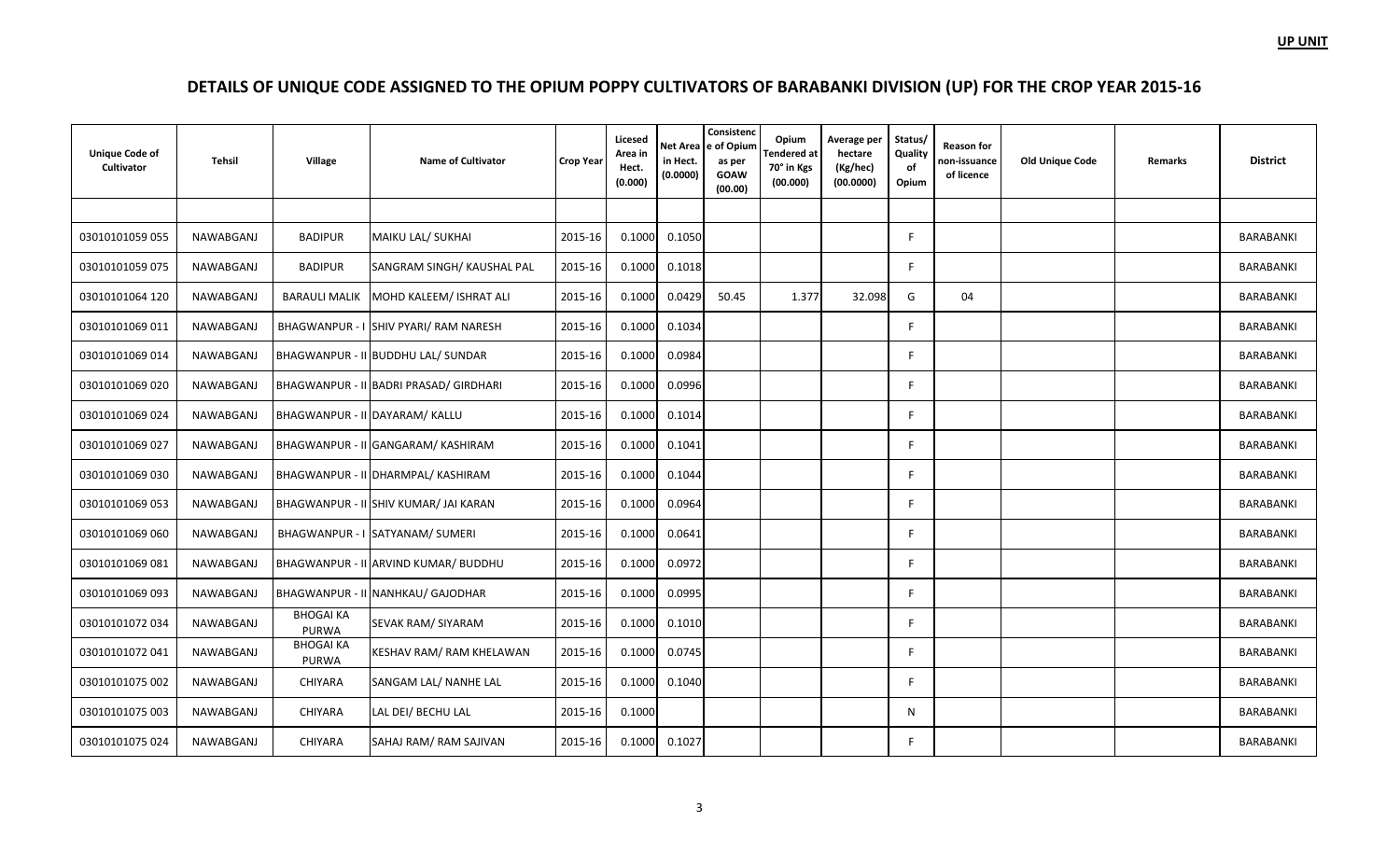**UP UNIT**

# DETAILS OF UNIQUE CODE ASSIGNED TO THE OPIUM POPPY CULTIVATORS OF BARABANKI DIVISION (UP) FOR THE CROP YEAR 2015-16

| Unique Code of Cultivator | Tehsil | Village | Name of Cultivator | Crop Year | Licesed Area in Hect. (0.000) | Net Area in Hect. (0.0000) | Consistence of Opium as per GOAW (00.00) | Opium Tendered at 70° in Kgs (00.000) | Average per hectare (Kg/hec) (00.0000) | Status/ Quality of Opium | Reason for non-issuance of licence | Old Unique Code | Remarks | District |
|---|---|---|---|---|---|---|---|---|---|---|---|---|---|---|
| | | | | | | | | | | | | | | |
| 03010101059 055 | NAWABGANJ | BADIPUR | MAIKU LAL/ SUKHAI | 2015-16 | 0.1000 | 0.1050 | | | | F | | | | BARABANKI |
| 03010101059 075 | NAWABGANJ | BADIPUR | SANGRAM SINGH/ KAUSHAL PAL | 2015-16 | 0.1000 | 0.1018 | | | | F | | | | BARABANKI |
| 03010101064 120 | NAWABGANJ | BARAULI MALIK | MOHD KALEEM/ ISHRAT ALI | 2015-16 | 0.1000 | 0.0429 | 50.45 | 1.377 | 32.098 | G | 04 | | | BARABANKI |
| 03010101069 011 | NAWABGANJ | BHAGWANPUR - I | SHIV PYARI/ RAM NARESH | 2015-16 | 0.1000 | 0.1034 | | | | F | | | | BARABANKI |
| 03010101069 014 | NAWABGANJ | BHAGWANPUR - II | BUDDHU LAL/ SUNDAR | 2015-16 | 0.1000 | 0.0984 | | | | F | | | | BARABANKI |
| 03010101069 020 | NAWABGANJ | BHAGWANPUR - II | BADRI PRASAD/ GIRDHARI | 2015-16 | 0.1000 | 0.0996 | | | | F | | | | BARABANKI |
| 03010101069 024 | NAWABGANJ | BHAGWANPUR - II | DAYARAM/ KALLU | 2015-16 | 0.1000 | 0.1014 | | | | F | | | | BARABANKI |
| 03010101069 027 | NAWABGANJ | BHAGWANPUR - II | GANGARAM/ KASHIRAM | 2015-16 | 0.1000 | 0.1041 | | | | F | | | | BARABANKI |
| 03010101069 030 | NAWABGANJ | BHAGWANPUR - II | DHARMPAL/ KASHIRAM | 2015-16 | 0.1000 | 0.1044 | | | | F | | | | BARABANKI |
| 03010101069 053 | NAWABGANJ | BHAGWANPUR - II | SHIV KUMAR/ JAI KARAN | 2015-16 | 0.1000 | 0.0964 | | | | F | | | | BARABANKI |
| 03010101069 060 | NAWABGANJ | BHAGWANPUR - I | SATYANAM/ SUMERI | 2015-16 | 0.1000 | 0.0641 | | | | F | | | | BARABANKI |
| 03010101069 081 | NAWABGANJ | BHAGWANPUR - II | ARVIND KUMAR/ BUDDHU | 2015-16 | 0.1000 | 0.0972 | | | | F | | | | BARABANKI |
| 03010101069 093 | NAWABGANJ | BHAGWANPUR - II | NANHKAU/ GAJODHAR | 2015-16 | 0.1000 | 0.0995 | | | | F | | | | BARABANKI |
| 03010101072 034 | NAWABGANJ | BHOGAI KA PURWA | SEVAK RAM/ SIYARAM | 2015-16 | 0.1000 | 0.1010 | | | | F | | | | BARABANKI |
| 03010101072 041 | NAWABGANJ | BHOGAI KA PURWA | KESHAV RAM/ RAM KHELAWAN | 2015-16 | 0.1000 | 0.0745 | | | | F | | | | BARABANKI |
| 03010101075 002 | NAWABGANJ | CHIYARA | SANGAM LAL/ NANHE LAL | 2015-16 | 0.1000 | 0.1040 | | | | F | | | | BARABANKI |
| 03010101075 003 | NAWABGANJ | CHIYARA | LAL DEI/ BECHU LAL | 2015-16 | 0.1000 | | | | | N | | | | BARABANKI |
| 03010101075 024 | NAWABGANJ | CHIYARA | SAHAJ RAM/ RAM SAJIVAN | 2015-16 | 0.1000 | 0.1027 | | | | F | | | | BARABANKI |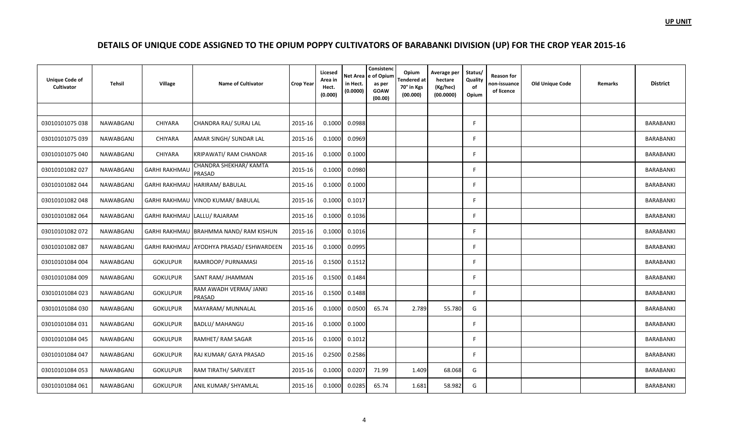**UP UNIT**

# DETAILS OF UNIQUE CODE ASSIGNED TO THE OPIUM POPPY CULTIVATORS OF BARABANKI DIVISION (UP) FOR THE CROP YEAR 2015-16

| Unique Code of Cultivator | Tehsil | Village | Name of Cultivator | Crop Year | Licesed Area in Hect. (0.000) | Net Area in Hect. (0.0000) | Consistence of Opium as per GOAW (00.00) | Opium Tendered at 70° in Kgs (00.000) | Average per hectare (Kg/hec) (00.0000) | Status/ Quality of Opium | Reason for non-issuance of licence | Old Unique Code | Remarks | District |
|---|---|---|---|---|---|---|---|---|---|---|---|---|---|---|
| | | | | | | | | | | | | | | |
| 03010101075 038 | NAWABGANJ | CHIYARA | CHANDRA RAJ/ SURAJ LAL | 2015-16 | 0.1000 | 0.0988 | | | | F | | | | BARABANKI |
| 03010101075 039 | NAWABGANJ | CHIYARA | AMAR SINGH/ SUNDAR LAL | 2015-16 | 0.1000 | 0.0969 | | | | F | | | | BARABANKI |
| 03010101075 040 | NAWABGANJ | CHIYARA | KRIPAWATI/ RAM CHANDAR | 2015-16 | 0.1000 | 0.1000 | | | | F | | | | BARABANKI |
| 03010101082 027 | NAWABGANJ | GARHI RAKHMAU | CHANDRA SHEKHAR/ KAMTA PRASAD | 2015-16 | 0.1000 | 0.0980 | | | | F | | | | BARABANKI |
| 03010101082 044 | NAWABGANJ | GARHI RAKHMAU | HARIRAM/ BABULAL | 2015-16 | 0.1000 | 0.1000 | | | | F | | | | BARABANKI |
| 03010101082 048 | NAWABGANJ | GARHI RAKHMAU | VINOD KUMAR/ BABULAL | 2015-16 | 0.1000 | 0.1017 | | | | F | | | | BARABANKI |
| 03010101082 064 | NAWABGANJ | GARHI RAKHMAU | LALLU/ RAJARAM | 2015-16 | 0.1000 | 0.1036 | | | | F | | | | BARABANKI |
| 03010101082 072 | NAWABGANJ | GARHI RAKHMAU | BRAHMMA NAND/ RAM KISHUN | 2015-16 | 0.1000 | 0.1016 | | | | F | | | | BARABANKI |
| 03010101082 087 | NAWABGANJ | GARHI RAKHMAU | AYODHYA PRASAD/ ESHWARDEEN | 2015-16 | 0.1000 | 0.0995 | | | | F | | | | BARABANKI |
| 03010101084 004 | NAWABGANJ | GOKULPUR | RAMROOP/ PURNAMASI | 2015-16 | 0.1500 | 0.1512 | | | | F | | | | BARABANKI |
| 03010101084 009 | NAWABGANJ | GOKULPUR | SANT RAM/ JHAMMAN | 2015-16 | 0.1500 | 0.1484 | | | | F | | | | BARABANKI |
| 03010101084 023 | NAWABGANJ | GOKULPUR | RAM AWADH VERMA/ JANKI PRASAD | 2015-16 | 0.1500 | 0.1488 | | | | F | | | | BARABANKI |
| 03010101084 030 | NAWABGANJ | GOKULPUR | MAYARAM/ MUNNALAL | 2015-16 | 0.1000 | 0.0500 | 65.74 | 2.789 | 55.780 | G | | | | BARABANKI |
| 03010101084 031 | NAWABGANJ | GOKULPUR | BADLU/ MAHANGU | 2015-16 | 0.1000 | 0.1000 | | | | F | | | | BARABANKI |
| 03010101084 045 | NAWABGANJ | GOKULPUR | RAMHET/ RAM SAGAR | 2015-16 | 0.1000 | 0.1012 | | | | F | | | | BARABANKI |
| 03010101084 047 | NAWABGANJ | GOKULPUR | RAJ KUMAR/ GAYA PRASAD | 2015-16 | 0.2500 | 0.2586 | | | | F | | | | BARABANKI |
| 03010101084 053 | NAWABGANJ | GOKULPUR | RAM TIRATH/ SARVJEET | 2015-16 | 0.1000 | 0.0207 | 71.99 | 1.409 | 68.068 | G | | | | BARABANKI |
| 03010101084 061 | NAWABGANJ | GOKULPUR | ANIL KUMAR/ SHYAMLAL | 2015-16 | 0.1000 | 0.0285 | 65.74 | 1.681 | 58.982 | G | | | | BARABANKI |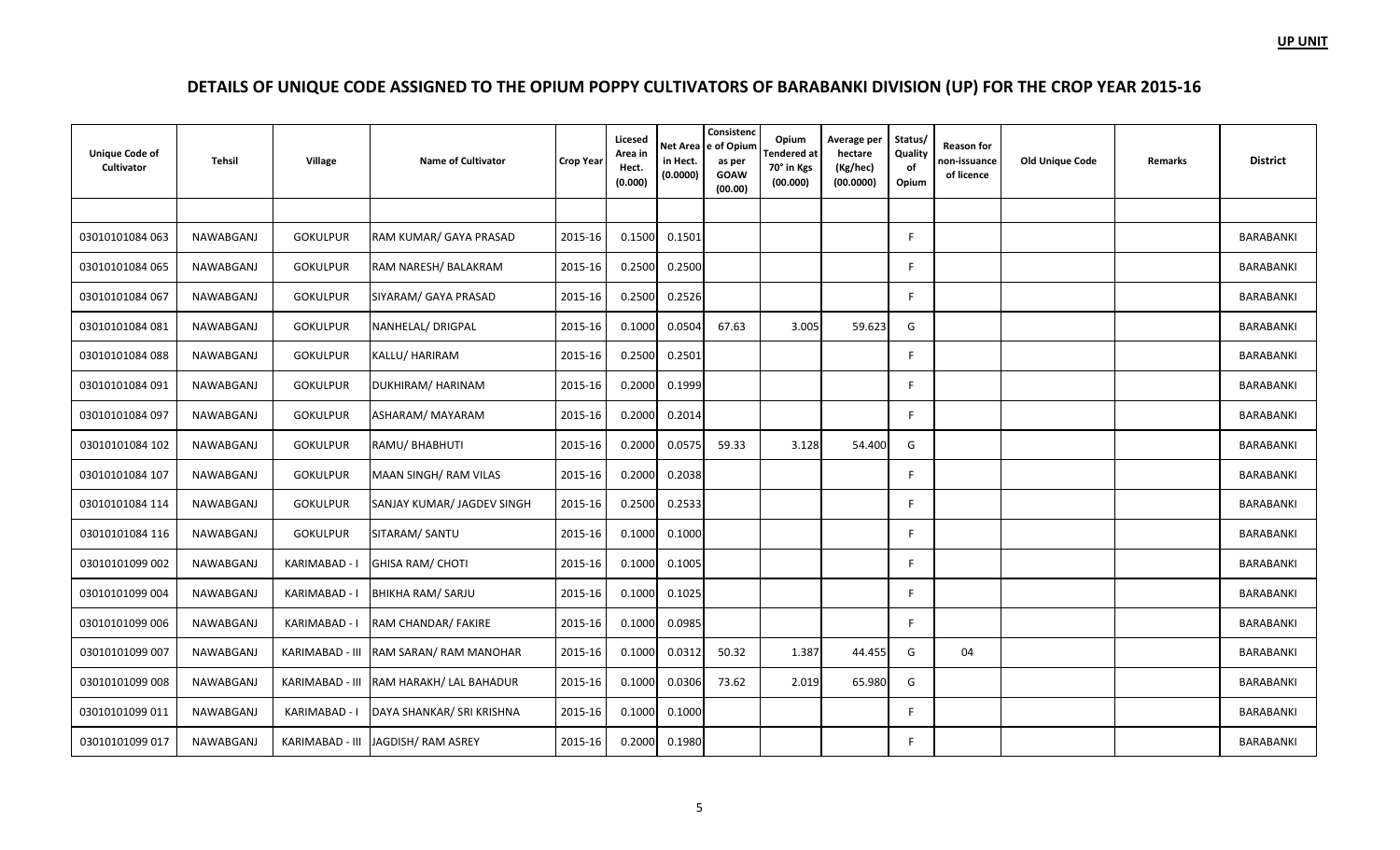**UP UNIT**

## DETAILS OF UNIQUE CODE ASSIGNED TO THE OPIUM POPPY CULTIVATORS OF BARABANKI DIVISION (UP) FOR THE CROP YEAR 2015-16

| Unique Code of Cultivator | Tehsil | Village | Name of Cultivator | Crop Year | Licesed Area in Hect. (0.000) | Net Area in Hect. (0.0000) | Consistence of Opium as per GOAW (00.00) | Opium Tendered at 70° in Kgs (00.000) | Average per hectare (Kg/hec) (00.0000) | Status/ Quality of Opium | Reason for non-issuance of licence | Old Unique Code | Remarks | District |
|---|---|---|---|---|---|---|---|---|---|---|---|---|---|---|
| | | | | | | | | | | | | | | |
| 03010101084 063 | NAWABGANJ | GOKULPUR | RAM KUMAR/ GAYA PRASAD | 2015-16 | 0.1500 | 0.1501 | | | | F | | | | BARABANKI |
| 03010101084 065 | NAWABGANJ | GOKULPUR | RAM NARESH/ BALAKRAM | 2015-16 | 0.2500 | 0.2500 | | | | F | | | | BARABANKI |
| 03010101084 067 | NAWABGANJ | GOKULPUR | SIYARAM/ GAYA PRASAD | 2015-16 | 0.2500 | 0.2526 | | | | F | | | | BARABANKI |
| 03010101084 081 | NAWABGANJ | GOKULPUR | NANHELAL/ DRIGPAL | 2015-16 | 0.1000 | 0.0504 | 67.63 | 3.005 | 59.623 | G | | | | BARABANKI |
| 03010101084 088 | NAWABGANJ | GOKULPUR | KALLU/ HARIRAM | 2015-16 | 0.2500 | 0.2501 | | | | F | | | | BARABANKI |
| 03010101084 091 | NAWABGANJ | GOKULPUR | DUKHIRAM/ HARINAM | 2015-16 | 0.2000 | 0.1999 | | | | F | | | | BARABANKI |
| 03010101084 097 | NAWABGANJ | GOKULPUR | ASHARAM/ MAYARAM | 2015-16 | 0.2000 | 0.2014 | | | | F | | | | BARABANKI |
| 03010101084 102 | NAWABGANJ | GOKULPUR | RAMU/ BHABHUTI | 2015-16 | 0.2000 | 0.0575 | 59.33 | 3.128 | 54.400 | G | | | | BARABANKI |
| 03010101084 107 | NAWABGANJ | GOKULPUR | MAAN SINGH/ RAM VILAS | 2015-16 | 0.2000 | 0.2038 | | | | F | | | | BARABANKI |
| 03010101084 114 | NAWABGANJ | GOKULPUR | SANJAY KUMAR/ JAGDEV SINGH | 2015-16 | 0.2500 | 0.2533 | | | | F | | | | BARABANKI |
| 03010101084 116 | NAWABGANJ | GOKULPUR | SITARAM/ SANTU | 2015-16 | 0.1000 | 0.1000 | | | | F | | | | BARABANKI |
| 03010101099 002 | NAWABGANJ | KARIMABAD - I | GHISA RAM/ CHOTI | 2015-16 | 0.1000 | 0.1005 | | | | F | | | | BARABANKI |
| 03010101099 004 | NAWABGANJ | KARIMABAD - I | BHIKHA RAM/ SARJU | 2015-16 | 0.1000 | 0.1025 | | | | F | | | | BARABANKI |
| 03010101099 006 | NAWABGANJ | KARIMABAD - I | RAM CHANDAR/ FAKIRE | 2015-16 | 0.1000 | 0.0985 | | | | F | | | | BARABANKI |
| 03010101099 007 | NAWABGANJ | KARIMABAD - III | RAM SARAN/ RAM MANOHAR | 2015-16 | 0.1000 | 0.0312 | 50.32 | 1.387 | 44.455 | G | 04 | | | BARABANKI |
| 03010101099 008 | NAWABGANJ | KARIMABAD - III | RAM HARAKH/ LAL BAHADUR | 2015-16 | 0.1000 | 0.0306 | 73.62 | 2.019 | 65.980 | G | | | | BARABANKI |
| 03010101099 011 | NAWABGANJ | KARIMABAD - I | DAYA SHANKAR/ SRI KRISHNA | 2015-16 | 0.1000 | 0.1000 | | | | F | | | | BARABANKI |
| 03010101099 017 | NAWABGANJ | KARIMABAD - III | JAGDISH/ RAM ASREY | 2015-16 | 0.2000 | 0.1980 | | | | F | | | | BARABANKI |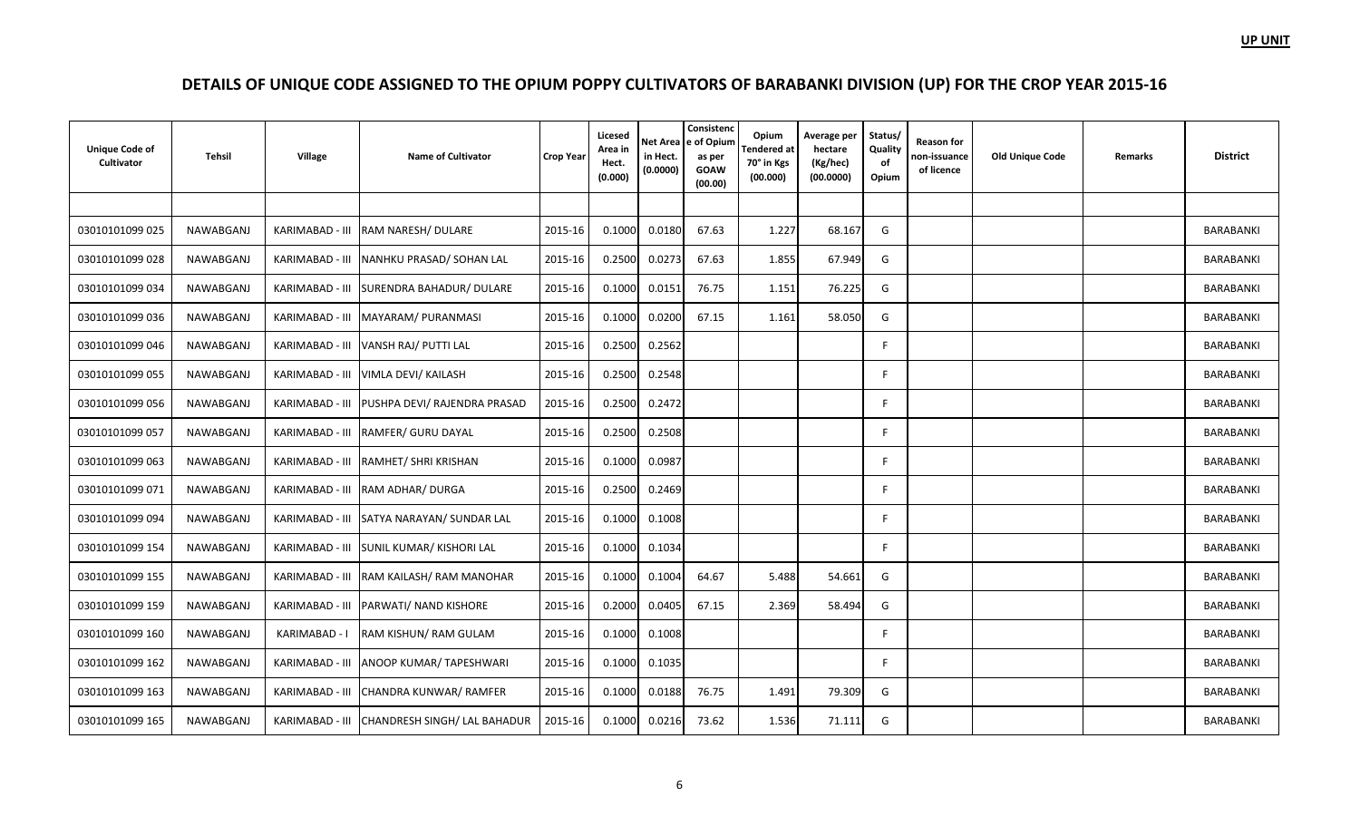**UP UNIT**

## DETAILS OF UNIQUE CODE ASSIGNED TO THE OPIUM POPPY CULTIVATORS OF BARABANKI DIVISION (UP) FOR THE CROP YEAR 2015-16

| Unique Code of Cultivator | Tehsil | Village | Name of Cultivator | Crop Year | Licesed Area in Hect. (0.000) | Net Area in Hect. (0.0000) | Consistence of Opium as per GOAW (00.00) | Opium Tendered at 70° in Kgs (00.000) | Average per hectare (Kg/hec) (00.0000) | Status/ Quality of Opium | Reason for non-issuance of licence | Old Unique Code | Remarks | District |
|---|---|---|---|---|---|---|---|---|---|---|---|---|---|---|
| | | | | | | | | | | | | | | |
| 03010101099 025 | NAWABGANJ | KARIMABAD - III | RAM NARESH/ DULARE | 2015-16 | 0.1000 | 0.0180 | 67.63 | 1.227 | 68.167 | G | | | | BARABANKI |
| 03010101099 028 | NAWABGANJ | KARIMABAD - III | NANHKU PRASAD/ SOHAN LAL | 2015-16 | 0.2500 | 0.0273 | 67.63 | 1.855 | 67.949 | G | | | | BARABANKI |
| 03010101099 034 | NAWABGANJ | KARIMABAD - III | SURENDRA BAHADUR/ DULARE | 2015-16 | 0.1000 | 0.0151 | 76.75 | 1.151 | 76.225 | G | | | | BARABANKI |
| 03010101099 036 | NAWABGANJ | KARIMABAD - III | MAYARAM/ PURANMASI | 2015-16 | 0.1000 | 0.0200 | 67.15 | 1.161 | 58.050 | G | | | | BARABANKI |
| 03010101099 046 | NAWABGANJ | KARIMABAD - III | VANSH RAJ/ PUTTI LAL | 2015-16 | 0.2500 | 0.2562 | | | | F | | | | BARABANKI |
| 03010101099 055 | NAWABGANJ | KARIMABAD - III | VIMLA DEVI/ KAILASH | 2015-16 | 0.2500 | 0.2548 | | | | F | | | | BARABANKI |
| 03010101099 056 | NAWABGANJ | KARIMABAD - III | PUSHPA DEVI/ RAJENDRA PRASAD | 2015-16 | 0.2500 | 0.2472 | | | | F | | | | BARABANKI |
| 03010101099 057 | NAWABGANJ | KARIMABAD - III | RAMFER/ GURU DAYAL | 2015-16 | 0.2500 | 0.2508 | | | | F | | | | BARABANKI |
| 03010101099 063 | NAWABGANJ | KARIMABAD - III | RAMHET/ SHRI KRISHAN | 2015-16 | 0.1000 | 0.0987 | | | | F | | | | BARABANKI |
| 03010101099 071 | NAWABGANJ | KARIMABAD - III | RAM ADHAR/ DURGA | 2015-16 | 0.2500 | 0.2469 | | | | F | | | | BARABANKI |
| 03010101099 094 | NAWABGANJ | KARIMABAD - III | SATYA NARAYAN/ SUNDAR LAL | 2015-16 | 0.1000 | 0.1008 | | | | F | | | | BARABANKI |
| 03010101099 154 | NAWABGANJ | KARIMABAD - III | SUNIL KUMAR/ KISHORI LAL | 2015-16 | 0.1000 | 0.1034 | | | | F | | | | BARABANKI |
| 03010101099 155 | NAWABGANJ | KARIMABAD - III | RAM KAILASH/ RAM MANOHAR | 2015-16 | 0.1000 | 0.1004 | 64.67 | 5.488 | 54.661 | G | | | | BARABANKI |
| 03010101099 159 | NAWABGANJ | KARIMABAD - III | PARWATI/ NAND KISHORE | 2015-16 | 0.2000 | 0.0405 | 67.15 | 2.369 | 58.494 | G | | | | BARABANKI |
| 03010101099 160 | NAWABGANJ | KARIMABAD - I | RAM KISHUN/ RAM GULAM | 2015-16 | 0.1000 | 0.1008 | | | | F | | | | BARABANKI |
| 03010101099 162 | NAWABGANJ | KARIMABAD - III | ANOOP KUMAR/ TAPESHWARI | 2015-16 | 0.1000 | 0.1035 | | | | F | | | | BARABANKI |
| 03010101099 163 | NAWABGANJ | KARIMABAD - III | CHANDRA KUNWAR/ RAMFER | 2015-16 | 0.1000 | 0.0188 | 76.75 | 1.491 | 79.309 | G | | | | BARABANKI |
| 03010101099 165 | NAWABGANJ | KARIMABAD - III | CHANDRESH SINGH/ LAL BAHADUR | 2015-16 | 0.1000 | 0.0216 | 73.62 | 1.536 | 71.111 | G | | | | BARABANKI |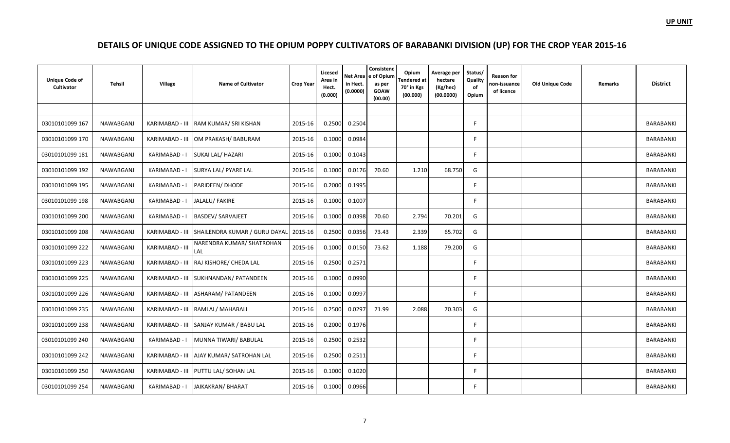**UP UNIT**

# DETAILS OF UNIQUE CODE ASSIGNED TO THE OPIUM POPPY CULTIVATORS OF BARABANKI DIVISION (UP) FOR THE CROP YEAR 2015-16

| Unique Code of Cultivator | Tehsil | Village | Name of Cultivator | Crop Year | Licesed Area in Hect. (0.000) | Net Area in Hect. (0.0000) | Consistence of Opium as per GOAW (00.00) | Opium Tendered at 70° in Kgs (00.000) | Average per hectare (Kg/hec) (00.0000) | Status/ Quality of Opium | Reason for non-issuance of licence | Old Unique Code | Remarks | District |
|---|---|---|---|---|---|---|---|---|---|---|---|---|---|---|
| | | | | | | | | | | | | | | |
| 03010101099 167 | NAWABGANJ | KARIMABAD - III | RAM KUMAR/ SRI KISHAN | 2015-16 | 0.2500 | 0.2504 | | | | F | | | | BARABANKI |
| 03010101099 170 | NAWABGANJ | KARIMABAD - III | OM PRAKASH/ BABURAM | 2015-16 | 0.1000 | 0.0984 | | | | F | | | | BARABANKI |
| 03010101099 181 | NAWABGANJ | KARIMABAD - I | SUKAI LAL/ HAZARI | 2015-16 | 0.1000 | 0.1043 | | | | F | | | | BARABANKI |
| 03010101099 192 | NAWABGANJ | KARIMABAD - I | SURYA LAL/ PYARE LAL | 2015-16 | 0.1000 | 0.0176 | 70.60 | 1.210 | 68.750 | G | | | | BARABANKI |
| 03010101099 195 | NAWABGANJ | KARIMABAD - I | PARIDEEN/ DHODE | 2015-16 | 0.2000 | 0.1995 | | | | F | | | | BARABANKI |
| 03010101099 198 | NAWABGANJ | KARIMABAD - I | JALALU/ FAKIRE | 2015-16 | 0.1000 | 0.1007 | | | | F | | | | BARABANKI |
| 03010101099 200 | NAWABGANJ | KARIMABAD - I | BASDEV/ SARVAJEET | 2015-16 | 0.1000 | 0.0398 | 70.60 | 2.794 | 70.201 | G | | | | BARABANKI |
| 03010101099 208 | NAWABGANJ | KARIMABAD - III | SHAILENDRA KUMAR / GURU DAYAL | 2015-16 | 0.2500 | 0.0356 | 73.43 | 2.339 | 65.702 | G | | | | BARABANKI |
| 03010101099 222 | NAWABGANJ | KARIMABAD - III | NARENDRA KUMAR/ SHATROHAN LAL | 2015-16 | 0.1000 | 0.0150 | 73.62 | 1.188 | 79.200 | G | | | | BARABANKI |
| 03010101099 223 | NAWABGANJ | KARIMABAD - III | RAJ KISHORE/ CHEDA LAL | 2015-16 | 0.2500 | 0.2571 | | | | F | | | | BARABANKI |
| 03010101099 225 | NAWABGANJ | KARIMABAD - III | SUKHNANDAN/ PATANDEEN | 2015-16 | 0.1000 | 0.0990 | | | | F | | | | BARABANKI |
| 03010101099 226 | NAWABGANJ | KARIMABAD - III | ASHARAM/ PATANDEEN | 2015-16 | 0.1000 | 0.0997 | | | | F | | | | BARABANKI |
| 03010101099 235 | NAWABGANJ | KARIMABAD - III | RAMLAL/ MAHABALI | 2015-16 | 0.2500 | 0.0297 | 71.99 | 2.088 | 70.303 | G | | | | BARABANKI |
| 03010101099 238 | NAWABGANJ | KARIMABAD - III | SANJAY KUMAR / BABU LAL | 2015-16 | 0.2000 | 0.1976 | | | | F | | | | BARABANKI |
| 03010101099 240 | NAWABGANJ | KARIMABAD - I | MUNNA TIWARI/ BABULAL | 2015-16 | 0.2500 | 0.2532 | | | | F | | | | BARABANKI |
| 03010101099 242 | NAWABGANJ | KARIMABAD - III | AJAY KUMAR/ SATROHAN LAL | 2015-16 | 0.2500 | 0.2511 | | | | F | | | | BARABANKI |
| 03010101099 250 | NAWABGANJ | KARIMABAD - III | PUTTU LAL/ SOHAN LAL | 2015-16 | 0.1000 | 0.1020 | | | | F | | | | BARABANKI |
| 03010101099 254 | NAWABGANJ | KARIMABAD - I | JAIKAKRAN/ BHARAT | 2015-16 | 0.1000 | 0.0966 | | | | F | | | | BARABANKI |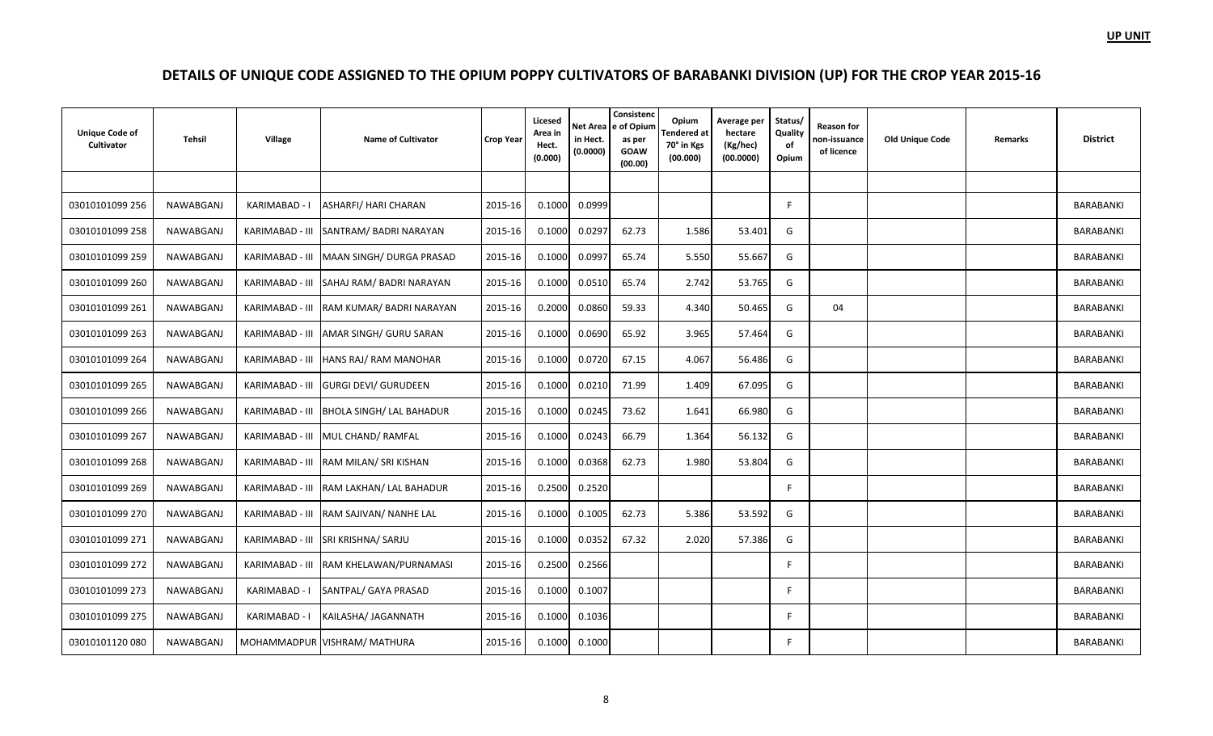UP UNIT

# DETAILS OF UNIQUE CODE ASSIGNED TO THE OPIUM POPPY CULTIVATORS OF BARABANKI DIVISION (UP) FOR THE CROP YEAR 2015-16

| Unique Code of Cultivator | Tehsil | Village | Name of Cultivator | Crop Year | Licesed Area in Hect. (0.000) | Net Area in Hect. (0.0000) | Consistence of Opium as per GOAW (00.00) | Opium Tendered at 70° in Kgs (00.000) | Average per hectare (Kg/hec) (00.0000) | Status/ Quality of Opium | Reason for non-issuance of licence | Old Unique Code | Remarks | District |
|---|---|---|---|---|---|---|---|---|---|---|---|---|---|---|
| | | | | | | | | | | | | | | |
| 03010101099 256 | NAWABGANJ | KARIMABAD - I | ASHARFI/ HARI CHARAN | 2015-16 | 0.1000 | 0.0999 | | | | F | | | | BARABANKI |
| 03010101099 258 | NAWABGANJ | KARIMABAD - III | SANTRAM/ BADRI NARAYAN | 2015-16 | 0.1000 | 0.0297 | 62.73 | 1.586 | 53.401 | G | | | | BARABANKI |
| 03010101099 259 | NAWABGANJ | KARIMABAD - III | MAAN SINGH/ DURGA PRASAD | 2015-16 | 0.1000 | 0.0997 | 65.74 | 5.550 | 55.667 | G | | | | BARABANKI |
| 03010101099 260 | NAWABGANJ | KARIMABAD - III | SAHAJ RAM/ BADRI NARAYAN | 2015-16 | 0.1000 | 0.0510 | 65.74 | 2.742 | 53.765 | G | | | | BARABANKI |
| 03010101099 261 | NAWABGANJ | KARIMABAD - III | RAM KUMAR/ BADRI NARAYAN | 2015-16 | 0.2000 | 0.0860 | 59.33 | 4.340 | 50.465 | G | 04 | | | BARABANKI |
| 03010101099 263 | NAWABGANJ | KARIMABAD - III | AMAR SINGH/ GURU SARAN | 2015-16 | 0.1000 | 0.0690 | 65.92 | 3.965 | 57.464 | G | | | | BARABANKI |
| 03010101099 264 | NAWABGANJ | KARIMABAD - III | HANS RAJ/ RAM MANOHAR | 2015-16 | 0.1000 | 0.0720 | 67.15 | 4.067 | 56.486 | G | | | | BARABANKI |
| 03010101099 265 | NAWABGANJ | KARIMABAD - III | GURGI DEVI/ GURUDEEN | 2015-16 | 0.1000 | 0.0210 | 71.99 | 1.409 | 67.095 | G | | | | BARABANKI |
| 03010101099 266 | NAWABGANJ | KARIMABAD - III | BHOLA SINGH/ LAL BAHADUR | 2015-16 | 0.1000 | 0.0245 | 73.62 | 1.641 | 66.980 | G | | | | BARABANKI |
| 03010101099 267 | NAWABGANJ | KARIMABAD - III | MUL CHAND/ RAMFAL | 2015-16 | 0.1000 | 0.0243 | 66.79 | 1.364 | 56.132 | G | | | | BARABANKI |
| 03010101099 268 | NAWABGANJ | KARIMABAD - III | RAM MILAN/ SRI KISHAN | 2015-16 | 0.1000 | 0.0368 | 62.73 | 1.980 | 53.804 | G | | | | BARABANKI |
| 03010101099 269 | NAWABGANJ | KARIMABAD - III | RAM LAKHAN/ LAL BAHADUR | 2015-16 | 0.2500 | 0.2520 | | | | F | | | | BARABANKI |
| 03010101099 270 | NAWABGANJ | KARIMABAD - III | RAM SAJIVAN/ NANHE LAL | 2015-16 | 0.1000 | 0.1005 | 62.73 | 5.386 | 53.592 | G | | | | BARABANKI |
| 03010101099 271 | NAWABGANJ | KARIMABAD - III | SRI KRISHNA/ SARJU | 2015-16 | 0.1000 | 0.0352 | 67.32 | 2.020 | 57.386 | G | | | | BARABANKI |
| 03010101099 272 | NAWABGANJ | KARIMABAD - III | RAM KHELAWAN/PURNAMASI | 2015-16 | 0.2500 | 0.2566 | | | | F | | | | BARABANKI |
| 03010101099 273 | NAWABGANJ | KARIMABAD - I | SANTPAL/ GAYA PRASAD | 2015-16 | 0.1000 | 0.1007 | | | | F | | | | BARABANKI |
| 03010101099 275 | NAWABGANJ | KARIMABAD - I | KAILASHA/ JAGANNATH | 2015-16 | 0.1000 | 0.1036 | | | | F | | | | BARABANKI |
| 03010101120 080 | NAWABGANJ | MOHAMMADPUR | VISHRAM/ MATHURA | 2015-16 | 0.1000 | 0.1000 | | | | F | | | | BARABANKI |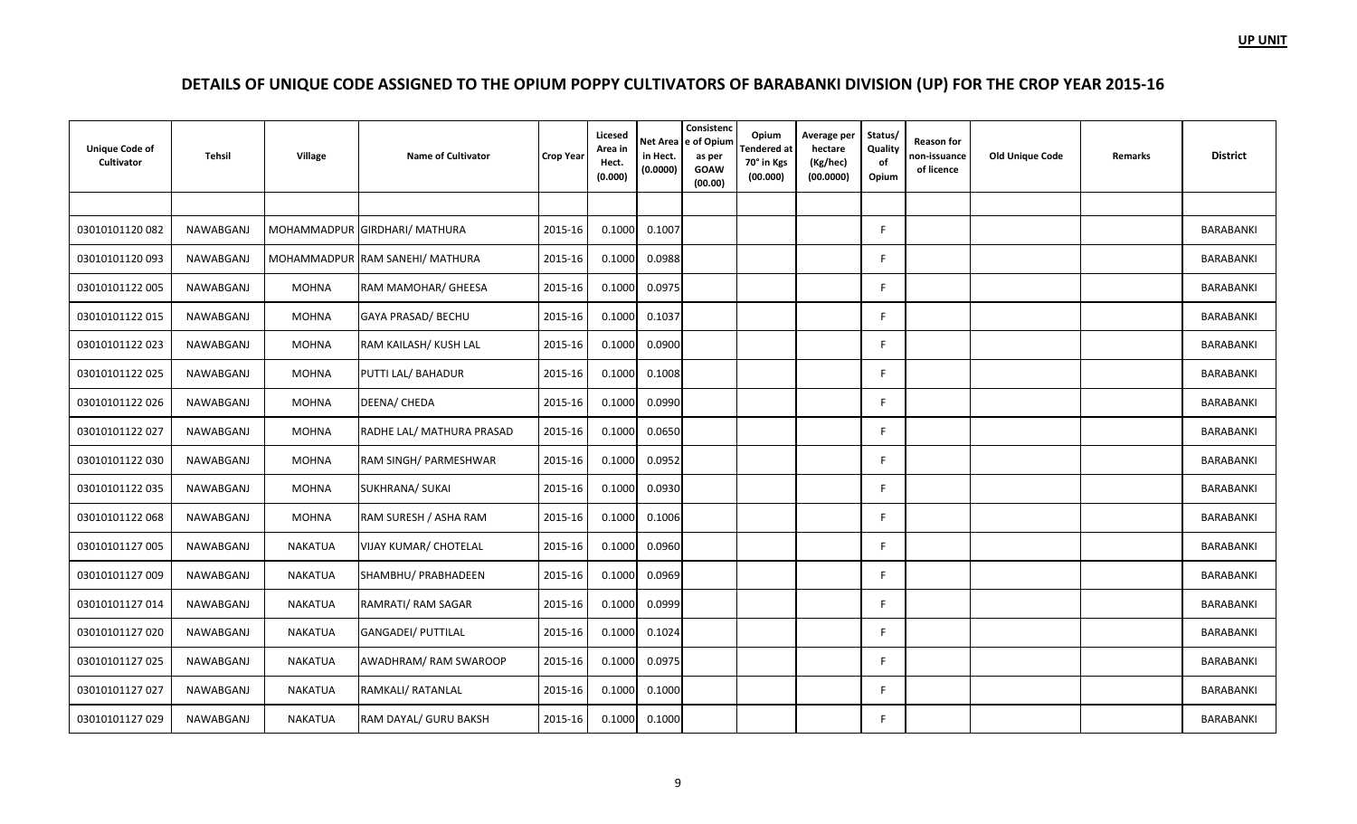**UP UNIT**

# DETAILS OF UNIQUE CODE ASSIGNED TO THE OPIUM POPPY CULTIVATORS OF BARABANKI DIVISION (UP) FOR THE CROP YEAR 2015-16

| Unique Code of Cultivator | Tehsil | Village | Name of Cultivator | Crop Year | Licesed Area in Hect. (0.000) | Net Area in Hect. (0.0000) | Consistence of Opium as per GOAW (00.00) | Opium Tendered at 70° in Kgs (00.000) | Average per hectare (Kg/hec) (00.0000) | Status/ Quality of Opium | Reason for non-issuance of licence | Old Unique Code | Remarks | District |
|---|---|---|---|---|---|---|---|---|---|---|---|---|---|---|
| | | | | | | | | | | | | | | |
| 03010101120 082 | NAWABGANJ | MOHAMMADPUR | GIRDHARI/ MATHURA | 2015-16 | 0.1000 | 0.1007 | | | | F | | | | BARABANKI |
| 03010101120 093 | NAWABGANJ | MOHAMMADPUR | RAM SANEHI/ MATHURA | 2015-16 | 0.1000 | 0.0988 | | | | F | | | | BARABANKI |
| 03010101122 005 | NAWABGANJ | MOHNA | RAM MAMOHAR/ GHEESA | 2015-16 | 0.1000 | 0.0975 | | | | F | | | | BARABANKI |
| 03010101122 015 | NAWABGANJ | MOHNA | GAYA PRASAD/ BECHU | 2015-16 | 0.1000 | 0.1037 | | | | F | | | | BARABANKI |
| 03010101122 023 | NAWABGANJ | MOHNA | RAM KAILASH/ KUSH LAL | 2015-16 | 0.1000 | 0.0900 | | | | F | | | | BARABANKI |
| 03010101122 025 | NAWABGANJ | MOHNA | PUTTI LAL/ BAHADUR | 2015-16 | 0.1000 | 0.1008 | | | | F | | | | BARABANKI |
| 03010101122 026 | NAWABGANJ | MOHNA | DEENA/ CHEDA | 2015-16 | 0.1000 | 0.0990 | | | | F | | | | BARABANKI |
| 03010101122 027 | NAWABGANJ | MOHNA | RADHE LAL/ MATHURA PRASAD | 2015-16 | 0.1000 | 0.0650 | | | | F | | | | BARABANKI |
| 03010101122 030 | NAWABGANJ | MOHNA | RAM SINGH/ PARMESHWAR | 2015-16 | 0.1000 | 0.0952 | | | | F | | | | BARABANKI |
| 03010101122 035 | NAWABGANJ | MOHNA | SUKHRANA/ SUKAI | 2015-16 | 0.1000 | 0.0930 | | | | F | | | | BARABANKI |
| 03010101122 068 | NAWABGANJ | MOHNA | RAM SURESH / ASHA RAM | 2015-16 | 0.1000 | 0.1006 | | | | F | | | | BARABANKI |
| 03010101127 005 | NAWABGANJ | NAKATUA | VIJAY KUMAR/ CHOTELAL | 2015-16 | 0.1000 | 0.0960 | | | | F | | | | BARABANKI |
| 03010101127 009 | NAWABGANJ | NAKATUA | SHAMBHU/ PRABHADEEN | 2015-16 | 0.1000 | 0.0969 | | | | F | | | | BARABANKI |
| 03010101127 014 | NAWABGANJ | NAKATUA | RAMRATI/ RAM SAGAR | 2015-16 | 0.1000 | 0.0999 | | | | F | | | | BARABANKI |
| 03010101127 020 | NAWABGANJ | NAKATUA | GANGADEI/ PUTTILAL | 2015-16 | 0.1000 | 0.1024 | | | | F | | | | BARABANKI |
| 03010101127 025 | NAWABGANJ | NAKATUA | AWADHRAM/ RAM SWAROOP | 2015-16 | 0.1000 | 0.0975 | | | | F | | | | BARABANKI |
| 03010101127 027 | NAWABGANJ | NAKATUA | RAMKALI/ RATANLAL | 2015-16 | 0.1000 | 0.1000 | | | | F | | | | BARABANKI |
| 03010101127 029 | NAWABGANJ | NAKATUA | RAM DAYAL/ GURU BAKSH | 2015-16 | 0.1000 | 0.1000 | | | | F | | | | BARABANKI |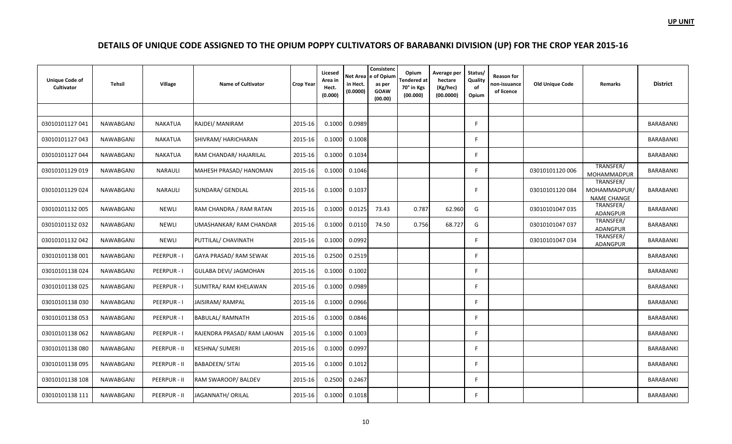**UP UNIT**

# DETAILS OF UNIQUE CODE ASSIGNED TO THE OPIUM POPPY CULTIVATORS OF BARABANKI DIVISION (UP) FOR THE CROP YEAR 2015-16

| Unique Code of Cultivator | Tehsil | Village | Name of Cultivator | Crop Year | Licesed Area in Hect. (0.000) | Net Area in Hect. (0.0000) | Consistence of Opium as per GOAW (00.00) | Opium Tendered at 70° in Kgs (00.000) | Average per hectare (Kg/hec) (00.0000) | Status/ Quality of Opium | Reason for non-issuance of licence | Old Unique Code | Remarks | District |
|---|---|---|---|---|---|---|---|---|---|---|---|---|---|---|
| | | | | | | | | | | | | | | |
| 03010101127 041 | NAWABGANJ | NAKATUA | RAJDEI/ MANIRAM | 2015-16 | 0.1000 | 0.0989 | | | | F | | | | BARABANKI |
| 03010101127 043 | NAWABGANJ | NAKATUA | SHIVRAM/ HARICHARAN | 2015-16 | 0.1000 | 0.1008 | | | | F | | | | BARABANKI |
| 03010101127 044 | NAWABGANJ | NAKATUA | RAM CHANDAR/ HAJARILAL | 2015-16 | 0.1000 | 0.1034 | | | | F | | | | BARABANKI |
| 03010101129 019 | NAWABGANJ | NARAULI | MAHESH PRASAD/ HANOMAN | 2015-16 | 0.1000 | 0.1046 | | | | F | | 03010101120 006 | TRANSFER/ MOHAMMADPUR | BARABANKI |
| 03010101129 024 | NAWABGANJ | NARAULI | SUNDARA/ GENDLAL | 2015-16 | 0.1000 | 0.1037 | | | | F | | 03010101120 084 | TRANSFER/ MOHAMMADPUR/ NAME CHANGE | BARABANKI |
| 03010101132 005 | NAWABGANJ | NEWLI | RAM CHANDRA / RAM RATAN | 2015-16 | 0.1000 | 0.0125 | 73.43 | 0.787 | 62.960 | G | | 03010101047 035 | TRANSFER/ ADANGPUR | BARABANKI |
| 03010101132 032 | NAWABGANJ | NEWLI | UMASHANKAR/ RAM CHANDAR | 2015-16 | 0.1000 | 0.0110 | 74.50 | 0.756 | 68.727 | G | | 03010101047 037 | TRANSFER/ ADANGPUR | BARABANKI |
| 03010101132 042 | NAWABGANJ | NEWLI | PUTTILAL/ CHAVINATH | 2015-16 | 0.1000 | 0.0992 | | | | F | | 03010101047 034 | TRANSFER/ ADANGPUR | BARABANKI |
| 03010101138 001 | NAWABGANJ | PEERPUR - I | GAYA PRASAD/ RAM SEWAK | 2015-16 | 0.2500 | 0.2519 | | | | F | | | | BARABANKI |
| 03010101138 024 | NAWABGANJ | PEERPUR - I | GULABA DEVI/ JAGMOHAN | 2015-16 | 0.1000 | 0.1002 | | | | F | | | | BARABANKI |
| 03010101138 025 | NAWABGANJ | PEERPUR - I | SUMITRA/ RAM KHELAWAN | 2015-16 | 0.1000 | 0.0989 | | | | F | | | | BARABANKI |
| 03010101138 030 | NAWABGANJ | PEERPUR - I | JAISIRAM/ RAMPAL | 2015-16 | 0.1000 | 0.0966 | | | | F | | | | BARABANKI |
| 03010101138 053 | NAWABGANJ | PEERPUR - I | BABULAL/ RAMNATH | 2015-16 | 0.1000 | 0.0846 | | | | F | | | | BARABANKI |
| 03010101138 062 | NAWABGANJ | PEERPUR - I | RAJENDRA PRASAD/ RAM LAKHAN | 2015-16 | 0.1000 | 0.1003 | | | | F | | | | BARABANKI |
| 03010101138 080 | NAWABGANJ | PEERPUR - II | KESHNA/ SUMERI | 2015-16 | 0.1000 | 0.0997 | | | | F | | | | BARABANKI |
| 03010101138 095 | NAWABGANJ | PEERPUR - II | BABADEEN/ SITAI | 2015-16 | 0.1000 | 0.1012 | | | | F | | | | BARABANKI |
| 03010101138 108 | NAWABGANJ | PEERPUR - II | RAM SWAROOP/ BALDEV | 2015-16 | 0.2500 | 0.2467 | | | | F | | | | BARABANKI |
| 03010101138 111 | NAWABGANJ | PEERPUR - II | JAGANNATH/ ORILAL | 2015-16 | 0.1000 | 0.1018 | | | | F | | | | BARABANKI |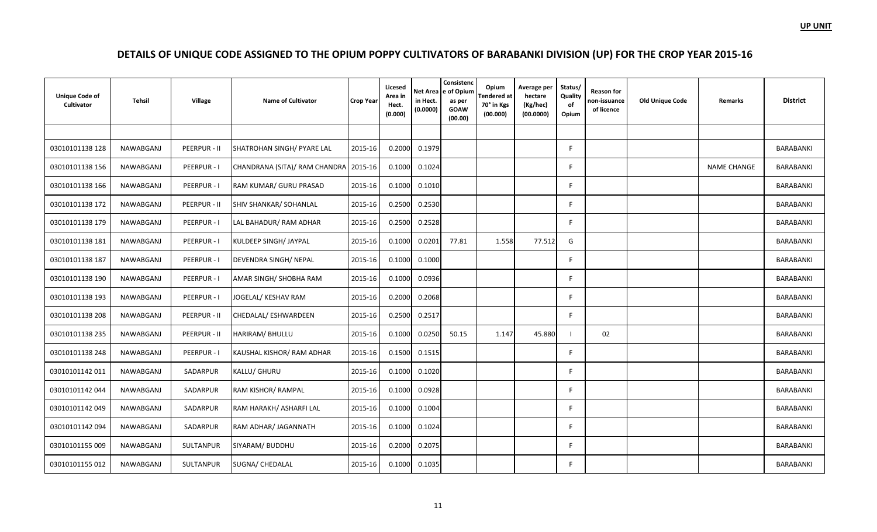**UP UNIT**

# DETAILS OF UNIQUE CODE ASSIGNED TO THE OPIUM POPPY CULTIVATORS OF BARABANKI DIVISION (UP) FOR THE CROP YEAR 2015-16

| Unique Code of Cultivator | Tehsil | Village | Name of Cultivator | Crop Year | Licesed Area in Hect. (0.000) | Net Area in Hect. (0.0000) | Consistence of Opium as per GOAW (00.00) | Opium Tendered at 70° in Kgs (00.000) | Average per hectare (Kg/hec) (00.0000) | Status/ Quality of Opium | Reason for non-issuance of licence | Old Unique Code | Remarks | District |
|---|---|---|---|---|---|---|---|---|---|---|---|---|---|---|
| | | | | | | | | | | | | | | |
| 03010101138 128 | NAWABGANJ | PEERPUR - II | SHATROHAN SINGH/ PYARE LAL | 2015-16 | 0.2000 | 0.1979 | | | | F | | | | BARABANKI |
| 03010101138 156 | NAWABGANJ | PEERPUR - I | CHANDRANA (SITA)/ RAM CHANDRA | 2015-16 | 0.1000 | 0.1024 | | | | F | | | NAME CHANGE | BARABANKI |
| 03010101138 166 | NAWABGANJ | PEERPUR - I | RAM KUMAR/ GURU PRASAD | 2015-16 | 0.1000 | 0.1010 | | | | F | | | | BARABANKI |
| 03010101138 172 | NAWABGANJ | PEERPUR - II | SHIV SHANKAR/ SOHANLAL | 2015-16 | 0.2500 | 0.2530 | | | | F | | | | BARABANKI |
| 03010101138 179 | NAWABGANJ | PEERPUR - I | LAL BAHADUR/ RAM ADHAR | 2015-16 | 0.2500 | 0.2528 | | | | F | | | | BARABANKI |
| 03010101138 181 | NAWABGANJ | PEERPUR - I | KULDEEP SINGH/ JAYPAL | 2015-16 | 0.1000 | 0.0201 | 77.81 | 1.558 | 77.512 | G | | | | BARABANKI |
| 03010101138 187 | NAWABGANJ | PEERPUR - I | DEVENDRA SINGH/ NEPAL | 2015-16 | 0.1000 | 0.1000 | | | | F | | | | BARABANKI |
| 03010101138 190 | NAWABGANJ | PEERPUR - I | AMAR SINGH/ SHOBHA RAM | 2015-16 | 0.1000 | 0.0936 | | | | F | | | | BARABANKI |
| 03010101138 193 | NAWABGANJ | PEERPUR - I | JOGELAL/ KESHAV RAM | 2015-16 | 0.2000 | 0.2068 | | | | F | | | | BARABANKI |
| 03010101138 208 | NAWABGANJ | PEERPUR - II | CHEDALAL/ ESHWARDEEN | 2015-16 | 0.2500 | 0.2517 | | | | F | | | | BARABANKI |
| 03010101138 235 | NAWABGANJ | PEERPUR - II | HARIRAM/ BHULLU | 2015-16 | 0.1000 | 0.0250 | 50.15 | 1.147 | 45.880 | I | 02 | | | BARABANKI |
| 03010101138 248 | NAWABGANJ | PEERPUR - I | KAUSHAL KISHOR/ RAM ADHAR | 2015-16 | 0.1500 | 0.1515 | | | | F | | | | BARABANKI |
| 03010101142 011 | NAWABGANJ | SADARPUR | KALLU/ GHURU | 2015-16 | 0.1000 | 0.1020 | | | | F | | | | BARABANKI |
| 03010101142 044 | NAWABGANJ | SADARPUR | RAM KISHOR/ RAMPAL | 2015-16 | 0.1000 | 0.0928 | | | | F | | | | BARABANKI |
| 03010101142 049 | NAWABGANJ | SADARPUR | RAM HARAKH/ ASHARFI LAL | 2015-16 | 0.1000 | 0.1004 | | | | F | | | | BARABANKI |
| 03010101142 094 | NAWABGANJ | SADARPUR | RAM ADHAR/ JAGANNATH | 2015-16 | 0.1000 | 0.1024 | | | | F | | | | BARABANKI |
| 03010101155 009 | NAWABGANJ | SULTANPUR | SIYARAM/ BUDDHU | 2015-16 | 0.2000 | 0.2075 | | | | F | | | | BARABANKI |
| 03010101155 012 | NAWABGANJ | SULTANPUR | SUGNA/ CHEDALAL | 2015-16 | 0.1000 | 0.1035 | | | | F | | | | BARABANKI |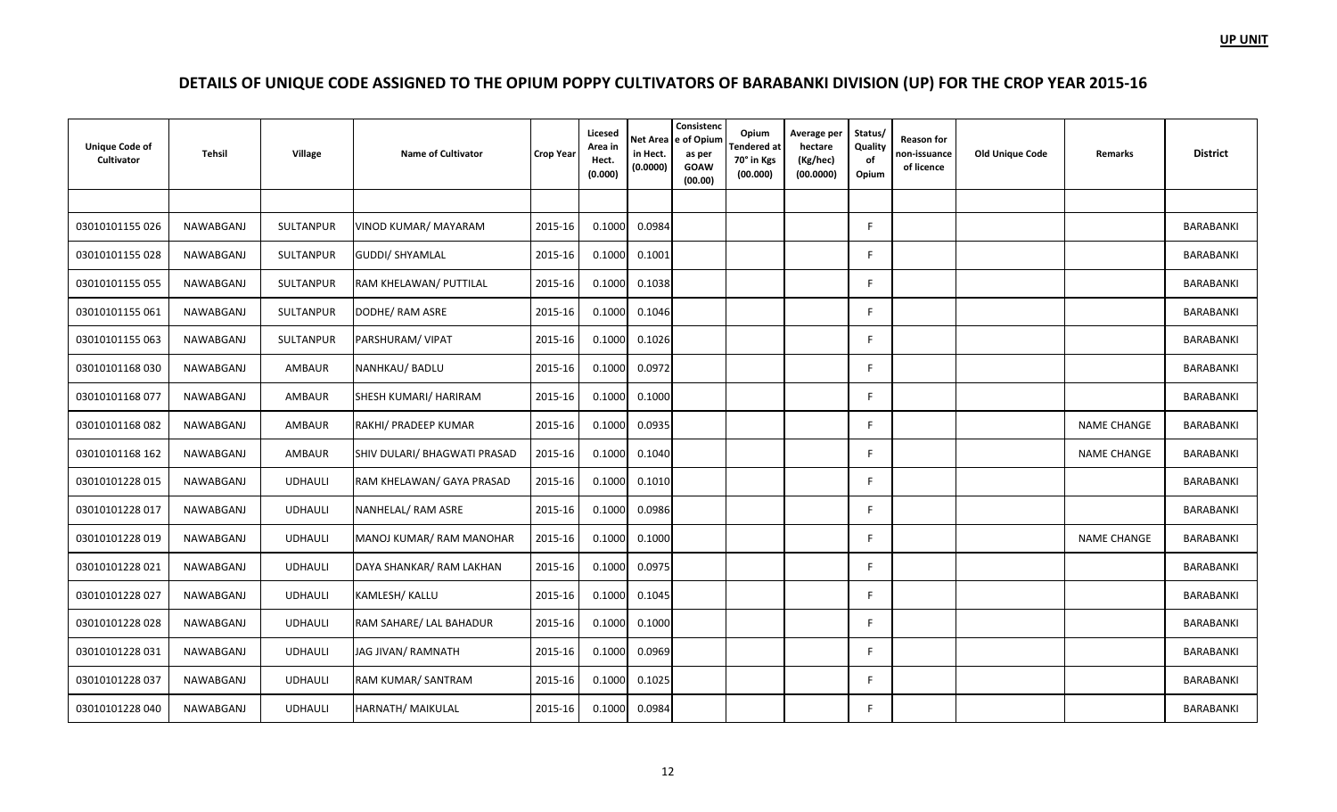**UP UNIT**

# DETAILS OF UNIQUE CODE ASSIGNED TO THE OPIUM POPPY CULTIVATORS OF BARABANKI DIVISION (UP) FOR THE CROP YEAR 2015-16

| Unique Code of Cultivator | Tehsil | Village | Name of Cultivator | Crop Year | Licesed Area in Hect. (0.000) | Net Area in Hect. (0.0000) | Consistence of Opium as per GOAW (00.00) | Opium Tendered at 70° in Kgs (00.000) | Average per hectare (Kg/hec) (00.0000) | Status/ Quality of Opium | Reason for non-issuance of licence | Old Unique Code | Remarks | District |
|---|---|---|---|---|---|---|---|---|---|---|---|---|---|---|
| | | | | | | | | | | | | | | |
| 03010101155 026 | NAWABGANJ | SULTANPUR | VINOD KUMAR/ MAYARAM | 2015-16 | 0.1000 | 0.0984 | | | | F | | | | BARABANKI |
| 03010101155 028 | NAWABGANJ | SULTANPUR | GUDDI/ SHYAMLAL | 2015-16 | 0.1000 | 0.1001 | | | | F | | | | BARABANKI |
| 03010101155 055 | NAWABGANJ | SULTANPUR | RAM KHELAWAN/ PUTTILAL | 2015-16 | 0.1000 | 0.1038 | | | | F | | | | BARABANKI |
| 03010101155 061 | NAWABGANJ | SULTANPUR | DODHE/ RAM ASRE | 2015-16 | 0.1000 | 0.1046 | | | | F | | | | BARABANKI |
| 03010101155 063 | NAWABGANJ | SULTANPUR | PARSHURAM/ VIPAT | 2015-16 | 0.1000 | 0.1026 | | | | F | | | | BARABANKI |
| 03010101168 030 | NAWABGANJ | AMBAUR | NANHKAU/ BADLU | 2015-16 | 0.1000 | 0.0972 | | | | F | | | | BARABANKI |
| 03010101168 077 | NAWABGANJ | AMBAUR | SHESH KUMARI/ HARIRAM | 2015-16 | 0.1000 | 0.1000 | | | | F | | | | BARABANKI |
| 03010101168 082 | NAWABGANJ | AMBAUR | RAKHI/ PRADEEP KUMAR | 2015-16 | 0.1000 | 0.0935 | | | | F | | | NAME CHANGE | BARABANKI |
| 03010101168 162 | NAWABGANJ | AMBAUR | SHIV DULARI/ BHAGWATI PRASAD | 2015-16 | 0.1000 | 0.1040 | | | | F | | | NAME CHANGE | BARABANKI |
| 03010101228 015 | NAWABGANJ | UDHAULI | RAM KHELAWAN/ GAYA PRASAD | 2015-16 | 0.1000 | 0.1010 | | | | F | | | | BARABANKI |
| 03010101228 017 | NAWABGANJ | UDHAULI | NANHELAL/ RAM ASRE | 2015-16 | 0.1000 | 0.0986 | | | | F | | | | BARABANKI |
| 03010101228 019 | NAWABGANJ | UDHAULI | MANOJ KUMAR/ RAM MANOHAR | 2015-16 | 0.1000 | 0.1000 | | | | F | | | NAME CHANGE | BARABANKI |
| 03010101228 021 | NAWABGANJ | UDHAULI | DAYA SHANKAR/ RAM LAKHAN | 2015-16 | 0.1000 | 0.0975 | | | | F | | | | BARABANKI |
| 03010101228 027 | NAWABGANJ | UDHAULI | KAMLESH/ KALLU | 2015-16 | 0.1000 | 0.1045 | | | | F | | | | BARABANKI |
| 03010101228 028 | NAWABGANJ | UDHAULI | RAM SAHARE/ LAL BAHADUR | 2015-16 | 0.1000 | 0.1000 | | | | F | | | | BARABANKI |
| 03010101228 031 | NAWABGANJ | UDHAULI | JAG JIVAN/ RAMNATH | 2015-16 | 0.1000 | 0.0969 | | | | F | | | | BARABANKI |
| 03010101228 037 | NAWABGANJ | UDHAULI | RAM KUMAR/ SANTRAM | 2015-16 | 0.1000 | 0.1025 | | | | F | | | | BARABANKI |
| 03010101228 040 | NAWABGANJ | UDHAULI | HARNATH/ MAIKULAL | 2015-16 | 0.1000 | 0.0984 | | | | F | | | | BARABANKI |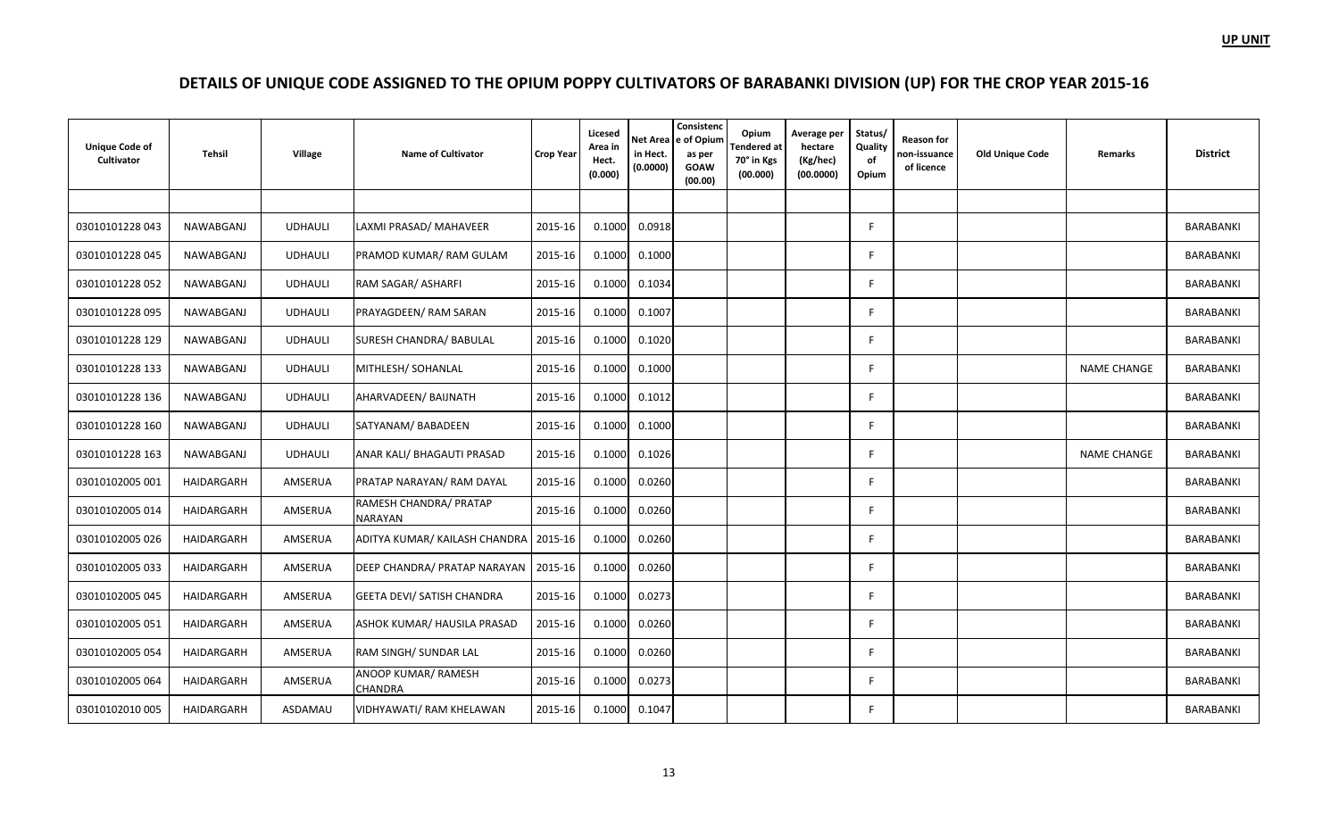**UP UNIT**

# DETAILS OF UNIQUE CODE ASSIGNED TO THE OPIUM POPPY CULTIVATORS OF BARABANKI DIVISION (UP) FOR THE CROP YEAR 2015-16

| Unique Code of Cultivator | Tehsil | Village | Name of Cultivator | Crop Year | Licesed Area in Hect. (0.000) | Net Area in Hect. (0.0000) | Consistence of Opium as per GOAW (00.00) | Opium Tendered at 70° in Kgs (00.000) | Average per hectare (Kg/hec) (00.0000) | Status/ Quality of Opium | Reason for non-issuance of licence | Old Unique Code | Remarks | District |
|---|---|---|---|---|---|---|---|---|---|---|---|---|---|---|
| | | | | | | | | | | | | | | |
| 03010101228 043 | NAWABGANJ | UDHAULI | LAXMI PRASAD/ MAHAVEER | 2015-16 | 0.1000 | 0.0918 | | | | F | | | | BARABANKI |
| 03010101228 045 | NAWABGANJ | UDHAULI | PRAMOD KUMAR/ RAM GULAM | 2015-16 | 0.1000 | 0.1000 | | | | F | | | | BARABANKI |
| 03010101228 052 | NAWABGANJ | UDHAULI | RAM SAGAR/ ASHARFI | 2015-16 | 0.1000 | 0.1034 | | | | F | | | | BARABANKI |
| 03010101228 095 | NAWABGANJ | UDHAULI | PRAYAGDEEN/ RAM SARAN | 2015-16 | 0.1000 | 0.1007 | | | | F | | | | BARABANKI |
| 03010101228 129 | NAWABGANJ | UDHAULI | SURESH CHANDRA/ BABULAL | 2015-16 | 0.1000 | 0.1020 | | | | F | | | | BARABANKI |
| 03010101228 133 | NAWABGANJ | UDHAULI | MITHLESH/ SOHANLAL | 2015-16 | 0.1000 | 0.1000 | | | | F | | | NAME CHANGE | BARABANKI |
| 03010101228 136 | NAWABGANJ | UDHAULI | AHARVADEEN/ BAIJNATH | 2015-16 | 0.1000 | 0.1012 | | | | F | | | | BARABANKI |
| 03010101228 160 | NAWABGANJ | UDHAULI | SATYANAM/ BABADEEN | 2015-16 | 0.1000 | 0.1000 | | | | F | | | | BARABANKI |
| 03010101228 163 | NAWABGANJ | UDHAULI | ANAR KALI/ BHAGAUTI PRASAD | 2015-16 | 0.1000 | 0.1026 | | | | F | | | NAME CHANGE | BARABANKI |
| 03010102005 001 | HAIDARGARH | AMSERUA | PRATAP NARAYAN/ RAM DAYAL | 2015-16 | 0.1000 | 0.0260 | | | | F | | | | BARABANKI |
| 03010102005 014 | HAIDARGARH | AMSERUA | RAMESH CHANDRA/ PRATAP NARAYAN | 2015-16 | 0.1000 | 0.0260 | | | | F | | | | BARABANKI |
| 03010102005 026 | HAIDARGARH | AMSERUA | ADITYA KUMAR/ KAILASH CHANDRA | 2015-16 | 0.1000 | 0.0260 | | | | F | | | | BARABANKI |
| 03010102005 033 | HAIDARGARH | AMSERUA | DEEP CHANDRA/ PRATAP NARAYAN | 2015-16 | 0.1000 | 0.0260 | | | | F | | | | BARABANKI |
| 03010102005 045 | HAIDARGARH | AMSERUA | GEETA DEVI/ SATISH CHANDRA | 2015-16 | 0.1000 | 0.0273 | | | | F | | | | BARABANKI |
| 03010102005 051 | HAIDARGARH | AMSERUA | ASHOK KUMAR/ HAUSILA PRASAD | 2015-16 | 0.1000 | 0.0260 | | | | F | | | | BARABANKI |
| 03010102005 054 | HAIDARGARH | AMSERUA | RAM SINGH/ SUNDAR LAL | 2015-16 | 0.1000 | 0.0260 | | | | F | | | | BARABANKI |
| 03010102005 064 | HAIDARGARH | AMSERUA | ANOOP KUMAR/ RAMESH CHANDRA | 2015-16 | 0.1000 | 0.0273 | | | | F | | | | BARABANKI |
| 03010102010 005 | HAIDARGARH | ASDAMAU | VIDHYAWATI/ RAM KHELAWAN | 2015-16 | 0.1000 | 0.1047 | | | | F | | | | BARABANKI |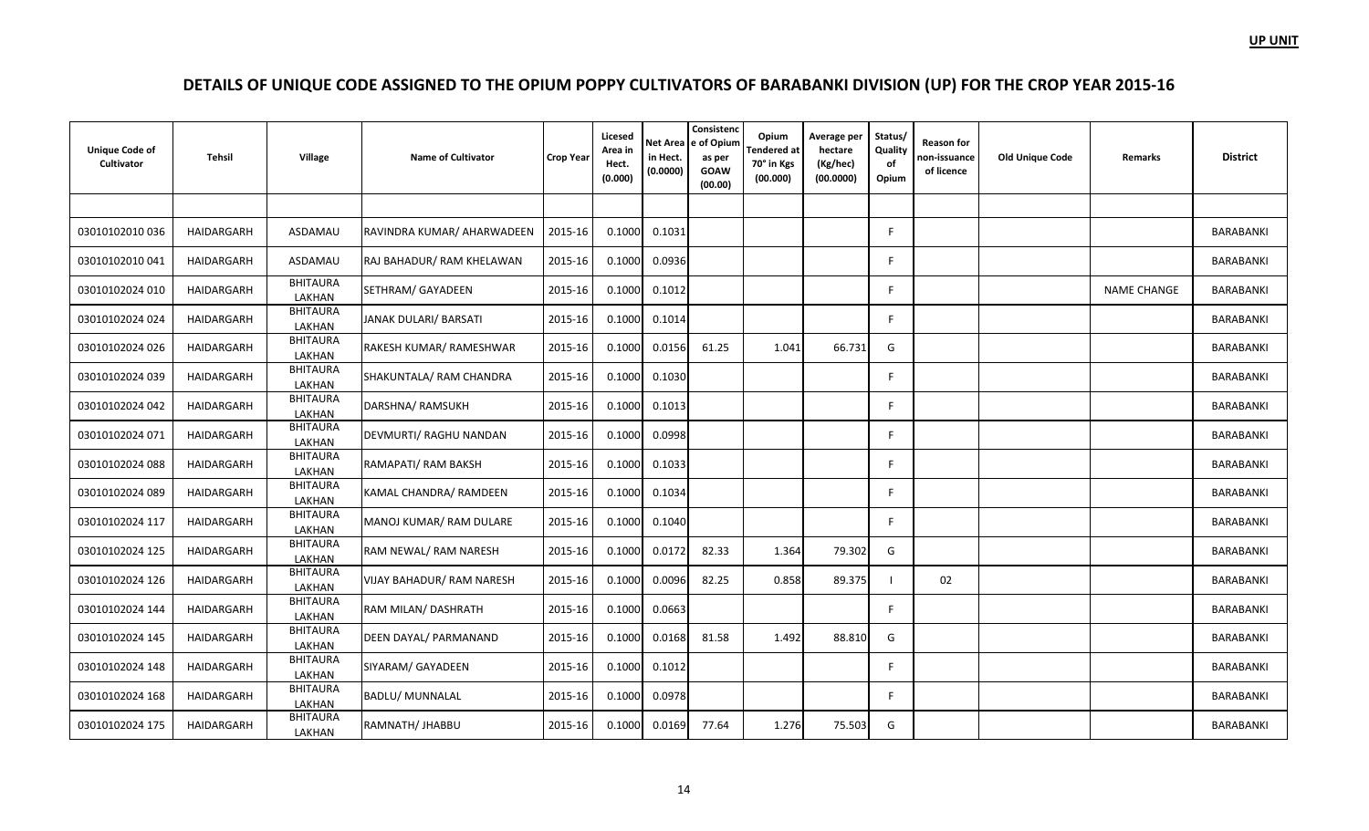**UP UNIT**

# DETAILS OF UNIQUE CODE ASSIGNED TO THE OPIUM POPPY CULTIVATORS OF BARABANKI DIVISION (UP) FOR THE CROP YEAR 2015-16

| Unique Code of Cultivator | Tehsil | Village | Name of Cultivator | Crop Year | Licesed Area in Hect. (0.000) | Net Area in Hect. (0.0000) | Consistence of Opium as per GOAW (00.00) | Opium Tendered at 70° in Kgs (00.000) | Average per hectare (Kg/hec) (00.0000) | Status/ Quality of Opium | Reason for non-issuance of licence | Old Unique Code | Remarks | District |
|---|---|---|---|---|---|---|---|---|---|---|---|---|---|---|
| | | | | | | | | | | | | | | |
| 03010102010 036 | HAIDARGARH | ASDAMAU | RAVINDRA KUMAR/ AHARWADEEN | 2015-16 | 0.1000 | 0.1031 | | | | F | | | | BARABANKI |
| 03010102010 041 | HAIDARGARH | ASDAMAU | RAJ BAHADUR/ RAM KHELAWAN | 2015-16 | 0.1000 | 0.0936 | | | | F | | | | BARABANKI |
| 03010102024 010 | HAIDARGARH | BHITAURA LAKHAN | SETHRAM/ GAYADEEN | 2015-16 | 0.1000 | 0.1012 | | | | F | | | NAME CHANGE | BARABANKI |
| 03010102024 024 | HAIDARGARH | BHITAURA LAKHAN | JANAK DULARI/ BARSATI | 2015-16 | 0.1000 | 0.1014 | | | | F | | | | BARABANKI |
| 03010102024 026 | HAIDARGARH | BHITAURA LAKHAN | RAKESH KUMAR/ RAMESHWAR | 2015-16 | 0.1000 | 0.0156 | 61.25 | 1.041 | 66.731 | G | | | | BARABANKI |
| 03010102024 039 | HAIDARGARH | BHITAURA LAKHAN | SHAKUNTALA/ RAM CHANDRA | 2015-16 | 0.1000 | 0.1030 | | | | F | | | | BARABANKI |
| 03010102024 042 | HAIDARGARH | BHITAURA LAKHAN | DARSHNA/ RAMSUKH | 2015-16 | 0.1000 | 0.1013 | | | | F | | | | BARABANKI |
| 03010102024 071 | HAIDARGARH | BHITAURA LAKHAN | DEVMURTI/ RAGHU NANDAN | 2015-16 | 0.1000 | 0.0998 | | | | F | | | | BARABANKI |
| 03010102024 088 | HAIDARGARH | BHITAURA LAKHAN | RAMAPATI/ RAM BAKSH | 2015-16 | 0.1000 | 0.1033 | | | | F | | | | BARABANKI |
| 03010102024 089 | HAIDARGARH | BHITAURA LAKHAN | KAMAL CHANDRA/ RAMDEEN | 2015-16 | 0.1000 | 0.1034 | | | | F | | | | BARABANKI |
| 03010102024 117 | HAIDARGARH | BHITAURA LAKHAN | MANOJ KUMAR/ RAM DULARE | 2015-16 | 0.1000 | 0.1040 | | | | F | | | | BARABANKI |
| 03010102024 125 | HAIDARGARH | BHITAURA LAKHAN | RAM NEWAL/ RAM NARESH | 2015-16 | 0.1000 | 0.0172 | 82.33 | 1.364 | 79.302 | G | | | | BARABANKI |
| 03010102024 126 | HAIDARGARH | BHITAURA LAKHAN | VIJAY BAHADUR/ RAM NARESH | 2015-16 | 0.1000 | 0.0096 | 82.25 | 0.858 | 89.375 | I | 02 | | | BARABANKI |
| 03010102024 144 | HAIDARGARH | BHITAURA LAKHAN | RAM MILAN/ DASHRATH | 2015-16 | 0.1000 | 0.0663 | | | | F | | | | BARABANKI |
| 03010102024 145 | HAIDARGARH | BHITAURA LAKHAN | DEEN DAYAL/ PARMANAND | 2015-16 | 0.1000 | 0.0168 | 81.58 | 1.492 | 88.810 | G | | | | BARABANKI |
| 03010102024 148 | HAIDARGARH | BHITAURA LAKHAN | SIYARAM/ GAYADEEN | 2015-16 | 0.1000 | 0.1012 | | | | F | | | | BARABANKI |
| 03010102024 168 | HAIDARGARH | BHITAURA LAKHAN | BADLU/ MUNNALAL | 2015-16 | 0.1000 | 0.0978 | | | | F | | | | BARABANKI |
| 03010102024 175 | HAIDARGARH | BHITAURA LAKHAN | RAMNATH/ JHABBU | 2015-16 | 0.1000 | 0.0169 | 77.64 | 1.276 | 75.503 | G | | | | BARABANKI |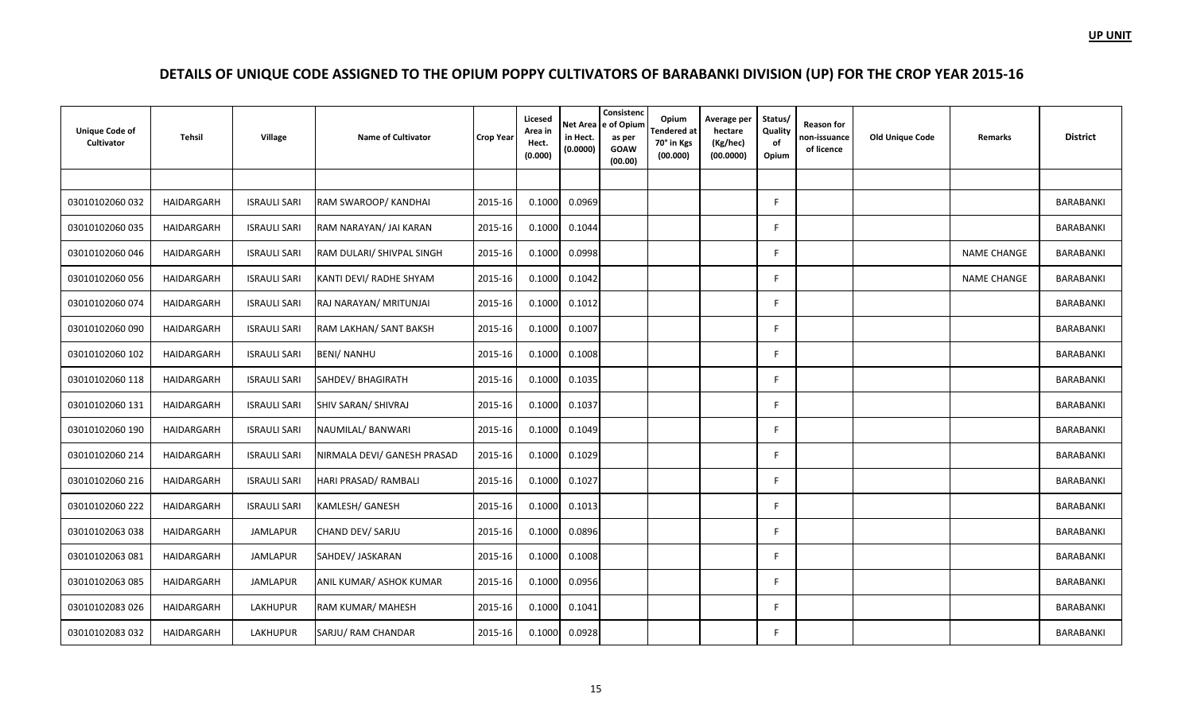**UP UNIT**

## DETAILS OF UNIQUE CODE ASSIGNED TO THE OPIUM POPPY CULTIVATORS OF BARABANKI DIVISION (UP) FOR THE CROP YEAR 2015-16

| Unique Code of Cultivator | Tehsil | Village | Name of Cultivator | Crop Year | Licesed Area in Hect. (0.000) | Net Area in Hect. (0.0000) | Consistence of Opium as per GOAW (00.00) | Opium Tendered at 70° in Kgs (00.000) | Average per hectare (Kg/hec) (00.0000) | Status/ Quality of Opium | Reason for non-issuance of licence | Old Unique Code | Remarks | District |
|---|---|---|---|---|---|---|---|---|---|---|---|---|---|---|
| | | | | | | | | | | | | | | |
| 03010102060 032 | HAIDARGARH | ISRAULI SARI | RAM SWAROOP/ KANDHAI | 2015-16 | 0.1000 | 0.0969 | | | | F | | | | BARABANKI |
| 03010102060 035 | HAIDARGARH | ISRAULI SARI | RAM NARAYAN/ JAI KARAN | 2015-16 | 0.1000 | 0.1044 | | | | F | | | | BARABANKI |
| 03010102060 046 | HAIDARGARH | ISRAULI SARI | RAM DULARI/ SHIVPAL SINGH | 2015-16 | 0.1000 | 0.0998 | | | | F | | | NAME CHANGE | BARABANKI |
| 03010102060 056 | HAIDARGARH | ISRAULI SARI | KANTI DEVI/ RADHE SHYAM | 2015-16 | 0.1000 | 0.1042 | | | | F | | | NAME CHANGE | BARABANKI |
| 03010102060 074 | HAIDARGARH | ISRAULI SARI | RAJ NARAYAN/ MRITUNJAI | 2015-16 | 0.1000 | 0.1012 | | | | F | | | | BARABANKI |
| 03010102060 090 | HAIDARGARH | ISRAULI SARI | RAM LAKHAN/ SANT BAKSH | 2015-16 | 0.1000 | 0.1007 | | | | F | | | | BARABANKI |
| 03010102060 102 | HAIDARGARH | ISRAULI SARI | BENI/ NANHU | 2015-16 | 0.1000 | 0.1008 | | | | F | | | | BARABANKI |
| 03010102060 118 | HAIDARGARH | ISRAULI SARI | SAHDEV/ BHAGIRATH | 2015-16 | 0.1000 | 0.1035 | | | | F | | | | BARABANKI |
| 03010102060 131 | HAIDARGARH | ISRAULI SARI | SHIV SARAN/ SHIVRAJ | 2015-16 | 0.1000 | 0.1037 | | | | F | | | | BARABANKI |
| 03010102060 190 | HAIDARGARH | ISRAULI SARI | NAUMILAL/ BANWARI | 2015-16 | 0.1000 | 0.1049 | | | | F | | | | BARABANKI |
| 03010102060 214 | HAIDARGARH | ISRAULI SARI | NIRMALA DEVI/ GANESH PRASAD | 2015-16 | 0.1000 | 0.1029 | | | | F | | | | BARABANKI |
| 03010102060 216 | HAIDARGARH | ISRAULI SARI | HARI PRASAD/ RAMBALI | 2015-16 | 0.1000 | 0.1027 | | | | F | | | | BARABANKI |
| 03010102060 222 | HAIDARGARH | ISRAULI SARI | KAMLESH/ GANESH | 2015-16 | 0.1000 | 0.1013 | | | | F | | | | BARABANKI |
| 03010102063 038 | HAIDARGARH | JAMLAPUR | CHAND DEV/ SARJU | 2015-16 | 0.1000 | 0.0896 | | | | F | | | | BARABANKI |
| 03010102063 081 | HAIDARGARH | JAMLAPUR | SAHDEV/ JASKARAN | 2015-16 | 0.1000 | 0.1008 | | | | F | | | | BARABANKI |
| 03010102063 085 | HAIDARGARH | JAMLAPUR | ANIL KUMAR/ ASHOK KUMAR | 2015-16 | 0.1000 | 0.0956 | | | | F | | | | BARABANKI |
| 03010102083 026 | HAIDARGARH | LAKHUPUR | RAM KUMAR/ MAHESH | 2015-16 | 0.1000 | 0.1041 | | | | F | | | | BARABANKI |
| 03010102083 032 | HAIDARGARH | LAKHUPUR | SARJU/ RAM CHANDAR | 2015-16 | 0.1000 | 0.0928 | | | | F | | | | BARABANKI |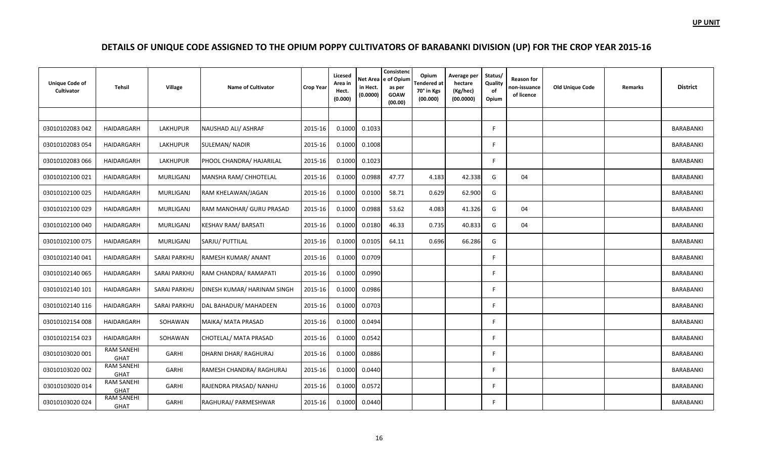**UP UNIT**

# DETAILS OF UNIQUE CODE ASSIGNED TO THE OPIUM POPPY CULTIVATORS OF BARABANKI DIVISION (UP) FOR THE CROP YEAR 2015-16

| Unique Code of Cultivator | Tehsil | Village | Name of Cultivator | Crop Year | Licesed Area in Hect. (0.000) | Net Area in Hect. (0.0000) | Consistence of Opium as per GOAW (00.00) | Opium Tendered at 70° in Kgs (00.000) | Average per hectare (Kg/hec) (00.0000) | Status/ Quality of Opium | Reason for non-issuance of licence | Old Unique Code | Remarks | District |
|---|---|---|---|---|---|---|---|---|---|---|---|---|---|---|
| | | | | | | | | | | | | | | |
| 03010102083 042 | HAIDARGARH | LAKHUPUR | NAUSHAD ALI/ ASHRAF | 2015-16 | 0.1000 | 0.1033 | | | | F | | | | BARABANKI |
| 03010102083 054 | HAIDARGARH | LAKHUPUR | SULEMAN/ NADIR | 2015-16 | 0.1000 | 0.1008 | | | | F | | | | BARABANKI |
| 03010102083 066 | HAIDARGARH | LAKHUPUR | PHOOL CHANDRA/ HAJARILAL | 2015-16 | 0.1000 | 0.1023 | | | | F | | | | BARABANKI |
| 03010102100 021 | HAIDARGARH | MURLIGANJ | MANSHA RAM/ CHHOTELAL | 2015-16 | 0.1000 | 0.0988 | 47.77 | 4.183 | 42.338 | G | 04 | | | BARABANKI |
| 03010102100 025 | HAIDARGARH | MURLIGANJ | RAM KHELAWAN/JAGAN | 2015-16 | 0.1000 | 0.0100 | 58.71 | 0.629 | 62.900 | G | | | | BARABANKI |
| 03010102100 029 | HAIDARGARH | MURLIGANJ | RAM MANOHAR/ GURU PRASAD | 2015-16 | 0.1000 | 0.0988 | 53.62 | 4.083 | 41.326 | G | 04 | | | BARABANKI |
| 03010102100 040 | HAIDARGARH | MURLIGANJ | KESHAV RAM/ BARSATI | 2015-16 | 0.1000 | 0.0180 | 46.33 | 0.735 | 40.833 | G | 04 | | | BARABANKI |
| 03010102100 075 | HAIDARGARH | MURLIGANJ | SARJU/ PUTTILAL | 2015-16 | 0.1000 | 0.0105 | 64.11 | 0.696 | 66.286 | G | | | | BARABANKI |
| 03010102140 041 | HAIDARGARH | SARAI PARKHU | RAMESH KUMAR/ ANANT | 2015-16 | 0.1000 | 0.0709 | | | | F | | | | BARABANKI |
| 03010102140 065 | HAIDARGARH | SARAI PARKHU | RAM CHANDRA/ RAMAPATI | 2015-16 | 0.1000 | 0.0990 | | | | F | | | | BARABANKI |
| 03010102140 101 | HAIDARGARH | SARAI PARKHU | DINESH KUMAR/ HARINAM SINGH | 2015-16 | 0.1000 | 0.0986 | | | | F | | | | BARABANKI |
| 03010102140 116 | HAIDARGARH | SARAI PARKHU | DAL BAHADUR/ MAHADEEN | 2015-16 | 0.1000 | 0.0703 | | | | F | | | | BARABANKI |
| 03010102154 008 | HAIDARGARH | SOHAWAN | MAIKA/ MATA PRASAD | 2015-16 | 0.1000 | 0.0494 | | | | F | | | | BARABANKI |
| 03010102154 023 | HAIDARGARH | SOHAWAN | CHOTELAL/ MATA PRASAD | 2015-16 | 0.1000 | 0.0542 | | | | F | | | | BARABANKI |
| 03010103020 001 | RAM SANEHI GHAT | GARHI | DHARNI DHAR/ RAGHURAJ | 2015-16 | 0.1000 | 0.0886 | | | | F | | | | BARABANKI |
| 03010103020 002 | RAM SANEHI GHAT | GARHI | RAMESH CHANDRA/ RAGHURAJ | 2015-16 | 0.1000 | 0.0440 | | | | F | | | | BARABANKI |
| 03010103020 014 | RAM SANEHI GHAT | GARHI | RAJENDRA PRASAD/ NANHU | 2015-16 | 0.1000 | 0.0572 | | | | F | | | | BARABANKI |
| 03010103020 024 | RAM SANEHI GHAT | GARHI | RAGHURAJ/ PARMESHWAR | 2015-16 | 0.1000 | 0.0440 | | | | F | | | | BARABANKI |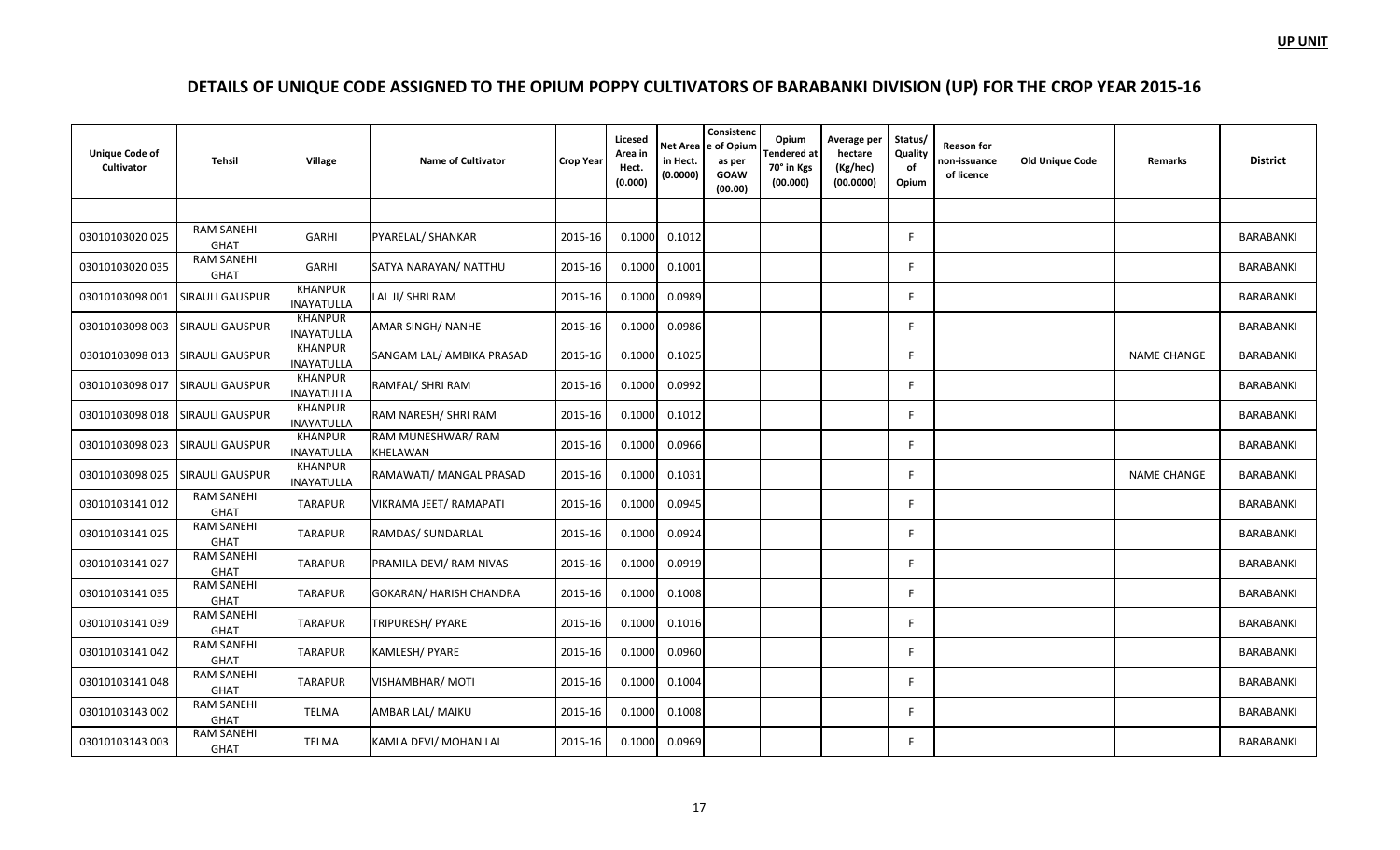**UP UNIT**

## DETAILS OF UNIQUE CODE ASSIGNED TO THE OPIUM POPPY CULTIVATORS OF BARABANKI DIVISION (UP) FOR THE CROP YEAR 2015-16

| Unique Code of Cultivator | Tehsil | Village | Name of Cultivator | Crop Year | Licesed Area in Hect. (0.000) | Net Area in Hect. (0.0000) | Consistence of Opium as per GOAW (00.00) | Opium Tendered at 70° in Kgs (00.000) | Average per hectare (Kg/hec) (00.0000) | Status/ Quality of Opium | Reason for non-issuance of licence | Old Unique Code | Remarks | District |
|---|---|---|---|---|---|---|---|---|---|---|---|---|---|---|
| | | | | | | | | | | | | | | |
| 03010103020 025 | RAM SANEHI GHAT | GARHI | PYARELAL/ SHANKAR | 2015-16 | 0.1000 | 0.1012 | | | | F | | | | BARABANKI |
| 03010103020 035 | RAM SANEHI GHAT | GARHI | SATYA NARAYAN/ NATTHU | 2015-16 | 0.1000 | 0.1001 | | | | F | | | | BARABANKI |
| 03010103098 001 | SIRAULI GAUSPUR | KHANPUR INAYATULLA | LAL JI/ SHRI RAM | 2015-16 | 0.1000 | 0.0989 | | | | F | | | | BARABANKI |
| 03010103098 003 | SIRAULI GAUSPUR | KHANPUR INAYATULLA | AMAR SINGH/ NANHE | 2015-16 | 0.1000 | 0.0986 | | | | F | | | | BARABANKI |
| 03010103098 013 | SIRAULI GAUSPUR | KHANPUR INAYATULLA | SANGAM LAL/ AMBIKA PRASAD | 2015-16 | 0.1000 | 0.1025 | | | | F | | | NAME CHANGE | BARABANKI |
| 03010103098 017 | SIRAULI GAUSPUR | KHANPUR INAYATULLA | RAMFAL/ SHRI RAM | 2015-16 | 0.1000 | 0.0992 | | | | F | | | | BARABANKI |
| 03010103098 018 | SIRAULI GAUSPUR | KHANPUR INAYATULLA | RAM NARESH/ SHRI RAM | 2015-16 | 0.1000 | 0.1012 | | | | F | | | | BARABANKI |
| 03010103098 023 | SIRAULI GAUSPUR | KHANPUR INAYATULLA | RAM MUNESHWAR/ RAM KHELAWAN | 2015-16 | 0.1000 | 0.0966 | | | | F | | | | BARABANKI |
| 03010103098 025 | SIRAULI GAUSPUR | KHANPUR INAYATULLA | RAMAWATI/ MANGAL PRASAD | 2015-16 | 0.1000 | 0.1031 | | | | F | | | NAME CHANGE | BARABANKI |
| 03010103141 012 | RAM SANEHI GHAT | TARAPUR | VIKRAMA JEET/ RAMAPATI | 2015-16 | 0.1000 | 0.0945 | | | | F | | | | BARABANKI |
| 03010103141 025 | RAM SANEHI GHAT | TARAPUR | RAMDAS/ SUNDARLAL | 2015-16 | 0.1000 | 0.0924 | | | | F | | | | BARABANKI |
| 03010103141 027 | RAM SANEHI GHAT | TARAPUR | PRAMILA DEVI/ RAM NIVAS | 2015-16 | 0.1000 | 0.0919 | | | | F | | | | BARABANKI |
| 03010103141 035 | RAM SANEHI GHAT | TARAPUR | GOKARAN/ HARISH CHANDRA | 2015-16 | 0.1000 | 0.1008 | | | | F | | | | BARABANKI |
| 03010103141 039 | RAM SANEHI GHAT | TARAPUR | TRIPURESH/ PYARE | 2015-16 | 0.1000 | 0.1016 | | | | F | | | | BARABANKI |
| 03010103141 042 | RAM SANEHI GHAT | TARAPUR | KAMLESH/ PYARE | 2015-16 | 0.1000 | 0.0960 | | | | F | | | | BARABANKI |
| 03010103141 048 | RAM SANEHI GHAT | TARAPUR | VISHAMBHAR/ MOTI | 2015-16 | 0.1000 | 0.1004 | | | | F | | | | BARABANKI |
| 03010103143 002 | RAM SANEHI GHAT | TELMA | AMBAR LAL/ MAIKU | 2015-16 | 0.1000 | 0.1008 | | | | F | | | | BARABANKI |
| 03010103143 003 | RAM SANEHI GHAT | TELMA | KAMLA DEVI/ MOHAN LAL | 2015-16 | 0.1000 | 0.0969 | | | | F | | | | BARABANKI |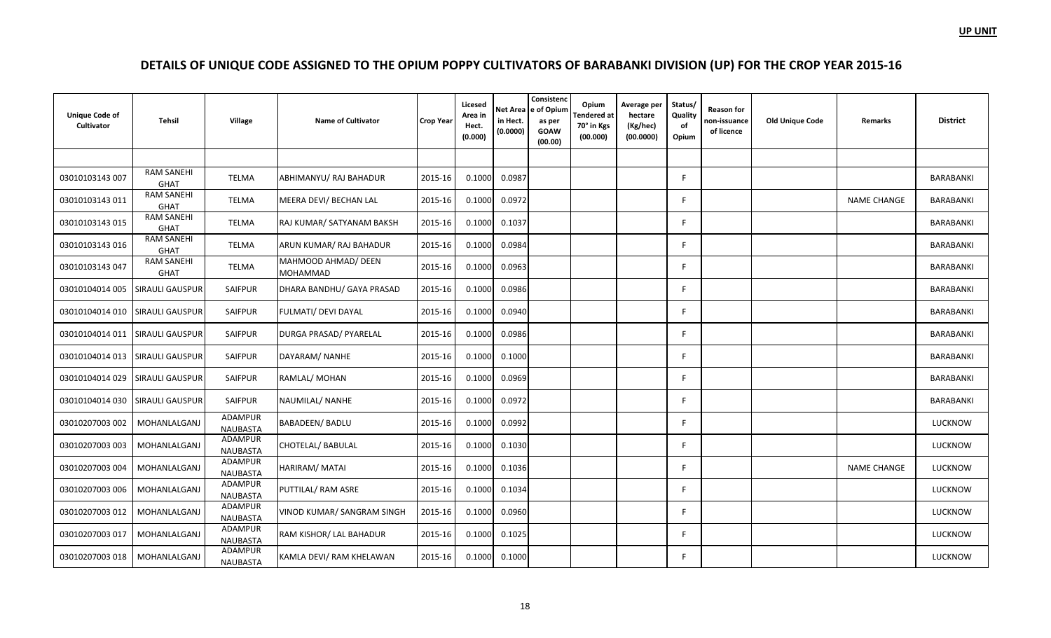**UP UNIT**

# DETAILS OF UNIQUE CODE ASSIGNED TO THE OPIUM POPPY CULTIVATORS OF BARABANKI DIVISION (UP) FOR THE CROP YEAR 2015-16

| Unique Code of Cultivator | Tehsil | Village | Name of Cultivator | Crop Year | Licesed Area in Hect. (0.000) | Net Area in Hect. (0.0000) | Consistence of Opium as per GOAW (00.00) | Opium Tendered at 70° in Kgs (00.000) | Average per hectare (Kg/hec) (00.0000) | Status/ Quality of Opium | Reason for non-issuance of licence | Old Unique Code | Remarks | District |
|---|---|---|---|---|---|---|---|---|---|---|---|---|---|---|
| | | | | | | | | | | | | | | |
| 03010103143 007 | RAM SANEHI GHAT | TELMA | ABHIMANYU/ RAJ BAHADUR | 2015-16 | 0.1000 | 0.0987 | | | | F | | | | BARABANKI |
| 03010103143 011 | RAM SANEHI GHAT | TELMA | MEERA DEVI/ BECHAN LAL | 2015-16 | 0.1000 | 0.0972 | | | | F | | | NAME CHANGE | BARABANKI |
| 03010103143 015 | RAM SANEHI GHAT | TELMA | RAJ KUMAR/ SATYANAM BAKSH | 2015-16 | 0.1000 | 0.1037 | | | | F | | | | BARABANKI |
| 03010103143 016 | RAM SANEHI GHAT | TELMA | ARUN KUMAR/ RAJ BAHADUR | 2015-16 | 0.1000 | 0.0984 | | | | F | | | | BARABANKI |
| 03010103143 047 | RAM SANEHI GHAT | TELMA | MAHMOOD AHMAD/ DEEN MOHAMMAD | 2015-16 | 0.1000 | 0.0963 | | | | F | | | | BARABANKI |
| 03010104014 005 | SIRAULI GAUSPUR | SAIFPUR | DHARA BANDHU/ GAYA PRASAD | 2015-16 | 0.1000 | 0.0986 | | | | F | | | | BARABANKI |
| 03010104014 010 | SIRAULI GAUSPUR | SAIFPUR | FULMATI/ DEVI DAYAL | 2015-16 | 0.1000 | 0.0940 | | | | F | | | | BARABANKI |
| 03010104014 011 | SIRAULI GAUSPUR | SAIFPUR | DURGA PRASAD/ PYARELAL | 2015-16 | 0.1000 | 0.0986 | | | | F | | | | BARABANKI |
| 03010104014 013 | SIRAULI GAUSPUR | SAIFPUR | DAYARAM/ NANHE | 2015-16 | 0.1000 | 0.1000 | | | | F | | | | BARABANKI |
| 03010104014 029 | SIRAULI GAUSPUR | SAIFPUR | RAMLAL/ MOHAN | 2015-16 | 0.1000 | 0.0969 | | | | F | | | | BARABANKI |
| 03010104014 030 | SIRAULI GAUSPUR | SAIFPUR | NAUMILAL/ NANHE | 2015-16 | 0.1000 | 0.0972 | | | | F | | | | BARABANKI |
| 03010207003 002 | MOHANLALGANJ | ADAMPUR NAUBASTA | BABADEEN/ BADLU | 2015-16 | 0.1000 | 0.0992 | | | | F | | | | LUCKNOW |
| 03010207003 003 | MOHANLALGANJ | ADAMPUR NAUBASTA | CHOTELAL/ BABULAL | 2015-16 | 0.1000 | 0.1030 | | | | F | | | | LUCKNOW |
| 03010207003 004 | MOHANLALGANJ | ADAMPUR NAUBASTA | HARIRAM/ MATAI | 2015-16 | 0.1000 | 0.1036 | | | | F | | | NAME CHANGE | LUCKNOW |
| 03010207003 006 | MOHANLALGANJ | ADAMPUR NAUBASTA | PUTTILAL/ RAM ASRE | 2015-16 | 0.1000 | 0.1034 | | | | F | | | | LUCKNOW |
| 03010207003 012 | MOHANLALGANJ | ADAMPUR NAUBASTA | VINOD KUMAR/ SANGRAM SINGH | 2015-16 | 0.1000 | 0.0960 | | | | F | | | | LUCKNOW |
| 03010207003 017 | MOHANLALGANJ | ADAMPUR NAUBASTA | RAM KISHOR/ LAL BAHADUR | 2015-16 | 0.1000 | 0.1025 | | | | F | | | | LUCKNOW |
| 03010207003 018 | MOHANLALGANJ | ADAMPUR NAUBASTA | KAMLA DEVI/ RAM KHELAWAN | 2015-16 | 0.1000 | 0.1000 | | | | F | | | | LUCKNOW |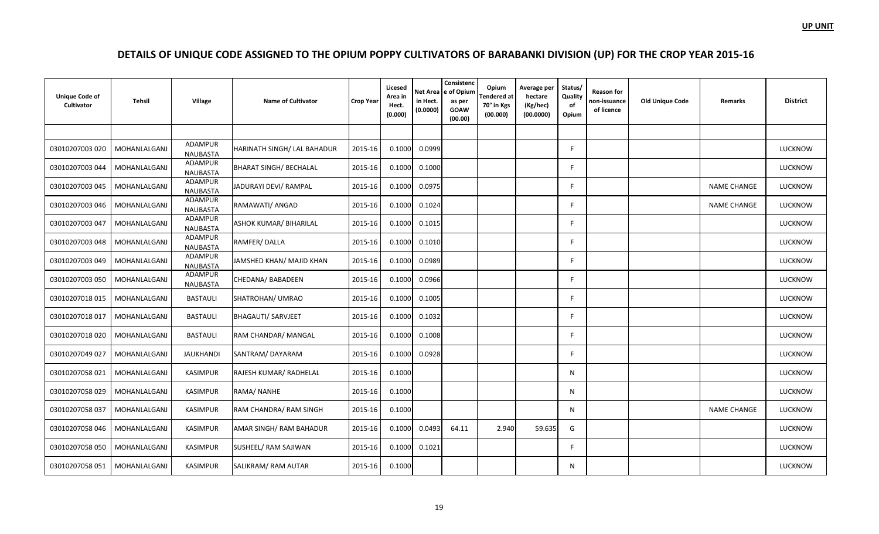**UP UNIT**

# DETAILS OF UNIQUE CODE ASSIGNED TO THE OPIUM POPPY CULTIVATORS OF BARABANKI DIVISION (UP) FOR THE CROP YEAR 2015-16

| Unique Code of Cultivator | Tehsil | Village | Name of Cultivator | Crop Year | Licesed Area in Hect. (0.000) | Net Area in Hect. (0.0000) | Consistence of Opium as per GOAW (00.00) | Opium Tendered at 70° in Kgs (00.000) | Average per hectare (Kg/hec) (00.0000) | Status/ Quality of Opium | Reason for non-issuance of licence | Old Unique Code | Remarks | District |
|---|---|---|---|---|---|---|---|---|---|---|---|---|---|---|
| | | | | | | | | | | | | | | |
| 03010207003 020 | MOHANLALGANJ | ADAMPUR NAUBASTA | HARINATH SINGH/ LAL BAHADUR | 2015-16 | 0.1000 | 0.0999 | | | | F | | | | LUCKNOW |
| 03010207003 044 | MOHANLALGANJ | ADAMPUR NAUBASTA | BHARAT SINGH/ BECHALAL | 2015-16 | 0.1000 | 0.1000 | | | | F | | | | LUCKNOW |
| 03010207003 045 | MOHANLALGANJ | ADAMPUR NAUBASTA | JADURAYI DEVI/ RAMPAL | 2015-16 | 0.1000 | 0.0975 | | | | F | | | NAME CHANGE | LUCKNOW |
| 03010207003 046 | MOHANLALGANJ | ADAMPUR NAUBASTA | RAMAWATI/ ANGAD | 2015-16 | 0.1000 | 0.1024 | | | | F | | | NAME CHANGE | LUCKNOW |
| 03010207003 047 | MOHANLALGANJ | ADAMPUR NAUBASTA | ASHOK KUMAR/ BIHARILAL | 2015-16 | 0.1000 | 0.1015 | | | | F | | | | LUCKNOW |
| 03010207003 048 | MOHANLALGANJ | ADAMPUR NAUBASTA | RAMFER/ DALLA | 2015-16 | 0.1000 | 0.1010 | | | | F | | | | LUCKNOW |
| 03010207003 049 | MOHANLALGANJ | ADAMPUR NAUBASTA | JAMSHED KHAN/ MAJID KHAN | 2015-16 | 0.1000 | 0.0989 | | | | F | | | | LUCKNOW |
| 03010207003 050 | MOHANLALGANJ | ADAMPUR NAUBASTA | CHEDANA/ BABADEEN | 2015-16 | 0.1000 | 0.0966 | | | | F | | | | LUCKNOW |
| 03010207018 015 | MOHANLALGANJ | BASTAULI | SHATROHAN/ UMRAO | 2015-16 | 0.1000 | 0.1005 | | | | F | | | | LUCKNOW |
| 03010207018 017 | MOHANLALGANJ | BASTAULI | BHAGAUTI/ SARVJEET | 2015-16 | 0.1000 | 0.1032 | | | | F | | | | LUCKNOW |
| 03010207018 020 | MOHANLALGANJ | BASTAULI | RAM CHANDAR/ MANGAL | 2015-16 | 0.1000 | 0.1008 | | | | F | | | | LUCKNOW |
| 03010207049 027 | MOHANLALGANJ | JAUKHANDI | SANTRAM/ DAYARAM | 2015-16 | 0.1000 | 0.0928 | | | | F | | | | LUCKNOW |
| 03010207058 021 | MOHANLALGANJ | KASIMPUR | RAJESH KUMAR/ RADHELAL | 2015-16 | 0.1000 | | | | | N | | | | LUCKNOW |
| 03010207058 029 | MOHANLALGANJ | KASIMPUR | RAMA/ NANHE | 2015-16 | 0.1000 | | | | | N | | | | LUCKNOW |
| 03010207058 037 | MOHANLALGANJ | KASIMPUR | RAM CHANDRA/ RAM SINGH | 2015-16 | 0.1000 | | | | | N | | | NAME CHANGE | LUCKNOW |
| 03010207058 046 | MOHANLALGANJ | KASIMPUR | AMAR SINGH/ RAM BAHADUR | 2015-16 | 0.1000 | 0.0493 | 64.11 | 2.940 | 59.635 | G | | | | LUCKNOW |
| 03010207058 050 | MOHANLALGANJ | KASIMPUR | SUSHEEL/ RAM SAJIWAN | 2015-16 | 0.1000 | 0.1021 | | | | F | | | | LUCKNOW |
| 03010207058 051 | MOHANLALGANJ | KASIMPUR | SALIKRAM/ RAM AUTAR | 2015-16 | 0.1000 | | | | | N | | | | LUCKNOW |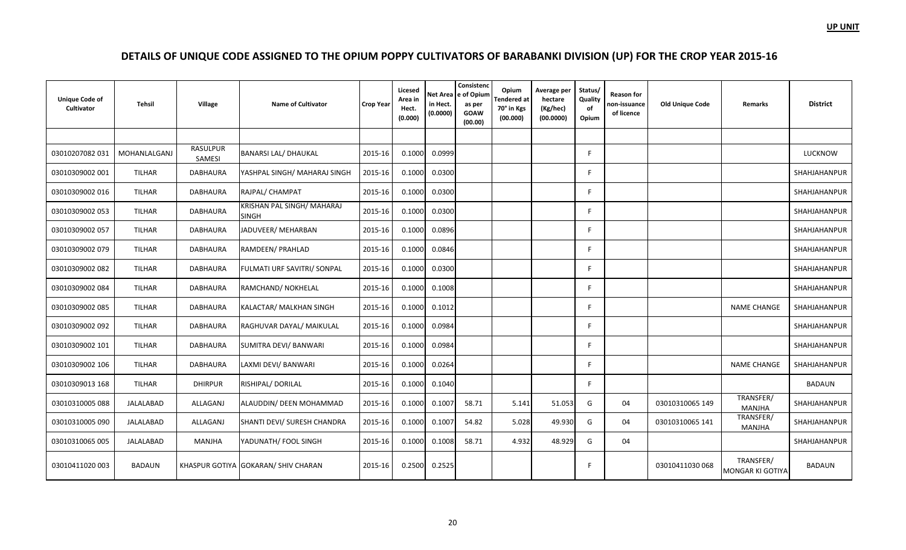UP UNIT

# DETAILS OF UNIQUE CODE ASSIGNED TO THE OPIUM POPPY CULTIVATORS OF BARABANKI DIVISION (UP) FOR THE CROP YEAR 2015-16

| Unique Code of Cultivator | Tehsil | Village | Name of Cultivator | Crop Year | Licesed Area in Hect. (0.000) | Net Area in Hect. (0.0000) | Consistence of Opium as per GOAW (00.00) | Opium Tendered at 70° in Kgs (00.000) | Average per hectare (Kg/hec) (00.0000) | Status/ Quality of Opium | Reason for non-issuance of licence | Old Unique Code | Remarks | District |
|---|---|---|---|---|---|---|---|---|---|---|---|---|---|---|
| | | | | | | | | | | | | | | |
| 03010207082 031 | MOHANLALGANJ | RASULPUR SAMESI | BANARSI LAL/ DHAUKAL | 2015-16 | 0.1000 | 0.0999 | | | | F | | | | LUCKNOW |
| 03010309002 001 | TILHAR | DABHAURA | YASHPAL SINGH/ MAHARAJ SINGH | 2015-16 | 0.1000 | 0.0300 | | | | F | | | | SHAHJAHANPUR |
| 03010309002 016 | TILHAR | DABHAURA | RAJPAL/ CHAMPAT | 2015-16 | 0.1000 | 0.0300 | | | | F | | | | SHAHJAHANPUR |
| 03010309002 053 | TILHAR | DABHAURA | KRISHAN PAL SINGH/ MAHARAJ SINGH | 2015-16 | 0.1000 | 0.0300 | | | | F | | | | SHAHJAHANPUR |
| 03010309002 057 | TILHAR | DABHAURA | JADUVEER/ MEHARBAN | 2015-16 | 0.1000 | 0.0896 | | | | F | | | | SHAHJAHANPUR |
| 03010309002 079 | TILHAR | DABHAURA | RAMDEEN/ PRAHLAD | 2015-16 | 0.1000 | 0.0846 | | | | F | | | | SHAHJAHANPUR |
| 03010309002 082 | TILHAR | DABHAURA | FULMATI URF SAVITRI/ SONPAL | 2015-16 | 0.1000 | 0.0300 | | | | F | | | | SHAHJAHANPUR |
| 03010309002 084 | TILHAR | DABHAURA | RAMCHAND/ NOKHELAL | 2015-16 | 0.1000 | 0.1008 | | | | F | | | | SHAHJAHANPUR |
| 03010309002 085 | TILHAR | DABHAURA | KALACTAR/ MALKHAN SINGH | 2015-16 | 0.1000 | 0.1012 | | | | F | | | NAME CHANGE | SHAHJAHANPUR |
| 03010309002 092 | TILHAR | DABHAURA | RAGHUVAR DAYAL/ MAIKULAL | 2015-16 | 0.1000 | 0.0984 | | | | F | | | | SHAHJAHANPUR |
| 03010309002 101 | TILHAR | DABHAURA | SUMITRA DEVI/ BANWARI | 2015-16 | 0.1000 | 0.0984 | | | | F | | | | SHAHJAHANPUR |
| 03010309002 106 | TILHAR | DABHAURA | LAXMI DEVI/ BANWARI | 2015-16 | 0.1000 | 0.0264 | | | | F | | | NAME CHANGE | SHAHJAHANPUR |
| 03010309013 168 | TILHAR | DHIRPUR | RISHIPAL/ DORILAL | 2015-16 | 0.1000 | 0.1040 | | | | F | | | | BADAUN |
| 03010310005 088 | JALALABAD | ALLAGANJ | ALAUDDIN/ DEEN MOHAMMAD | 2015-16 | 0.1000 | 0.1007 | 58.71 | 5.141 | 51.053 | G | 04 | 03010310065 149 | TRANSFER/ MANJHA | SHAHJAHANPUR |
| 03010310005 090 | JALALABAD | ALLAGANJ | SHANTI DEVI/ SURESH CHANDRA | 2015-16 | 0.1000 | 0.1007 | 54.82 | 5.028 | 49.930 | G | 04 | 03010310065 141 | TRANSFER/ MANJHA | SHAHJAHANPUR |
| 03010310065 005 | JALALABAD | MANJHA | YADUNATH/ FOOL SINGH | 2015-16 | 0.1000 | 0.1008 | 58.71 | 4.932 | 48.929 | G | 04 | | | SHAHJAHANPUR |
| 03010411020 003 | BADAUN | KHASPUR GOTIYA | GOKARAN/ SHIV CHARAN | 2015-16 | 0.2500 | 0.2525 | | | | F | | 03010411030 068 | TRANSFER/ MONGAR KI GOTIYA | BADAUN |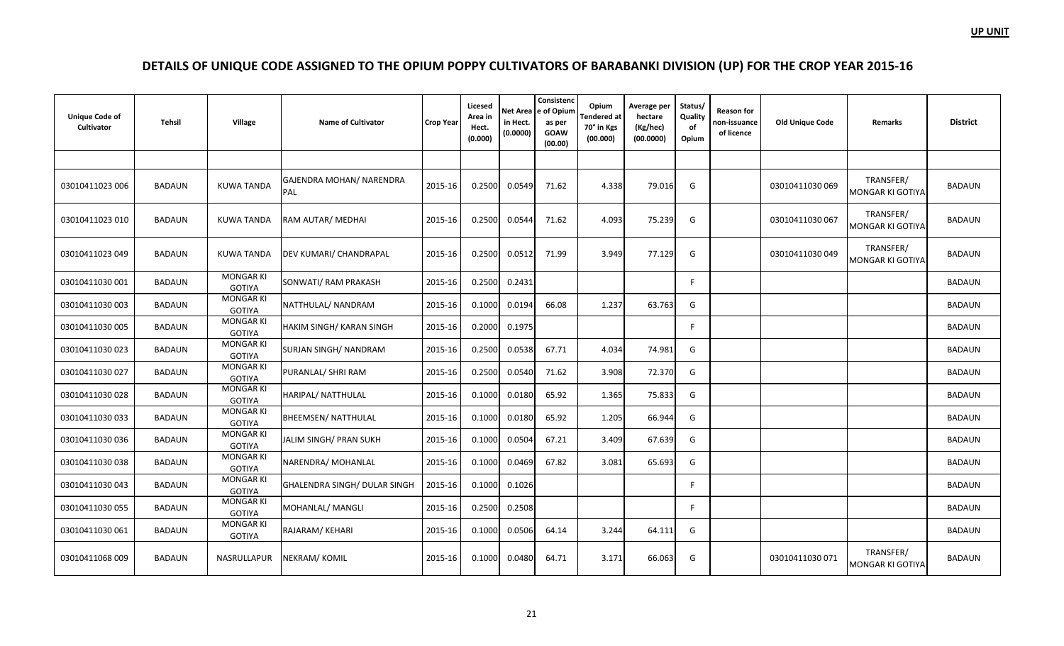UP UNIT

# DETAILS OF UNIQUE CODE ASSIGNED TO THE OPIUM POPPY CULTIVATORS OF BARABANKI DIVISION (UP) FOR THE CROP YEAR 2015-16

| Unique Code of Cultivator | Tehsil | Village | Name of Cultivator | Crop Year | Licesed Area in Hect. (0.000) | Net Area in Hect. (0.0000) | Consistence of Opium as per GOAW (00.00) | Opium Tendered at 70° in Kgs (00.000) | Average per hectare (Kg/hec) (00.0000) | Status/ Quality of Opium | Reason for non-issuance of licence | Old Unique Code | Remarks | District |
|---|---|---|---|---|---|---|---|---|---|---|---|---|---|---|
| | | | | | | | | | | | | | | |
| 03010411023 006 | BADAUN | KUWA TANDA | GAJENDRA MOHAN/ NARENDRA PAL | 2015-16 | 0.2500 | 0.0549 | 71.62 | 4.338 | 79.016 | G | | 03010411030 069 | TRANSFER/ MONGAR KI GOTIYA | BADAUN |
| 03010411023 010 | BADAUN | KUWA TANDA | RAM AUTAR/ MEDHAI | 2015-16 | 0.2500 | 0.0544 | 71.62 | 4.093 | 75.239 | G | | 03010411030 067 | TRANSFER/ MONGAR KI GOTIYA | BADAUN |
| 03010411023 049 | BADAUN | KUWA TANDA | DEV KUMARI/ CHANDRAPAL | 2015-16 | 0.2500 | 0.0512 | 71.99 | 3.949 | 77.129 | G | | 03010411030 049 | TRANSFER/ MONGAR KI GOTIYA | BADAUN |
| 03010411030 001 | BADAUN | MONGAR KI GOTIYA | SONWATI/ RAM PRAKASH | 2015-16 | 0.2500 | 0.2431 | | | | F | | | | BADAUN |
| 03010411030 003 | BADAUN | MONGAR KI GOTIYA | NATTHULAL/ NANDRAM | 2015-16 | 0.1000 | 0.0194 | 66.08 | 1.237 | 63.763 | G | | | | BADAUN |
| 03010411030 005 | BADAUN | MONGAR KI GOTIYA | HAKIM SINGH/ KARAN SINGH | 2015-16 | 0.2000 | 0.1975 | | | | F | | | | BADAUN |
| 03010411030 023 | BADAUN | MONGAR KI GOTIYA | SURJAN SINGH/ NANDRAM | 2015-16 | 0.2500 | 0.0538 | 67.71 | 4.034 | 74.981 | G | | | | BADAUN |
| 03010411030 027 | BADAUN | MONGAR KI GOTIYA | PURANLAL/ SHRI RAM | 2015-16 | 0.2500 | 0.0540 | 71.62 | 3.908 | 72.370 | G | | | | BADAUN |
| 03010411030 028 | BADAUN | MONGAR KI GOTIYA | HARIPAL/ NATTHULAL | 2015-16 | 0.1000 | 0.0180 | 65.92 | 1.365 | 75.833 | G | | | | BADAUN |
| 03010411030 033 | BADAUN | MONGAR KI GOTIYA | BHEEMSEN/ NATTHULAL | 2015-16 | 0.1000 | 0.0180 | 65.92 | 1.205 | 66.944 | G | | | | BADAUN |
| 03010411030 036 | BADAUN | MONGAR KI GOTIYA | JALIM SINGH/ PRAN SUKH | 2015-16 | 0.1000 | 0.0504 | 67.21 | 3.409 | 67.639 | G | | | | BADAUN |
| 03010411030 038 | BADAUN | MONGAR KI GOTIYA | NARENDRA/ MOHANLAL | 2015-16 | 0.1000 | 0.0469 | 67.82 | 3.081 | 65.693 | G | | | | BADAUN |
| 03010411030 043 | BADAUN | MONGAR KI GOTIYA | GHALENDRA SINGH/ DULAR SINGH | 2015-16 | 0.1000 | 0.1026 | | | | F | | | | BADAUN |
| 03010411030 055 | BADAUN | MONGAR KI GOTIYA | MOHANLAL/ MANGLI | 2015-16 | 0.2500 | 0.2508 | | | | F | | | | BADAUN |
| 03010411030 061 | BADAUN | MONGAR KI GOTIYA | RAJARAM/ KEHARI | 2015-16 | 0.1000 | 0.0506 | 64.14 | 3.244 | 64.111 | G | | | | BADAUN |
| 03010411068 009 | BADAUN | NASRULLAPUR | NEKRAM/ KOMIL | 2015-16 | 0.1000 | 0.0480 | 64.71 | 3.171 | 66.063 | G | | 03010411030 071 | TRANSFER/ MONGAR KI GOTIYA | BADAUN |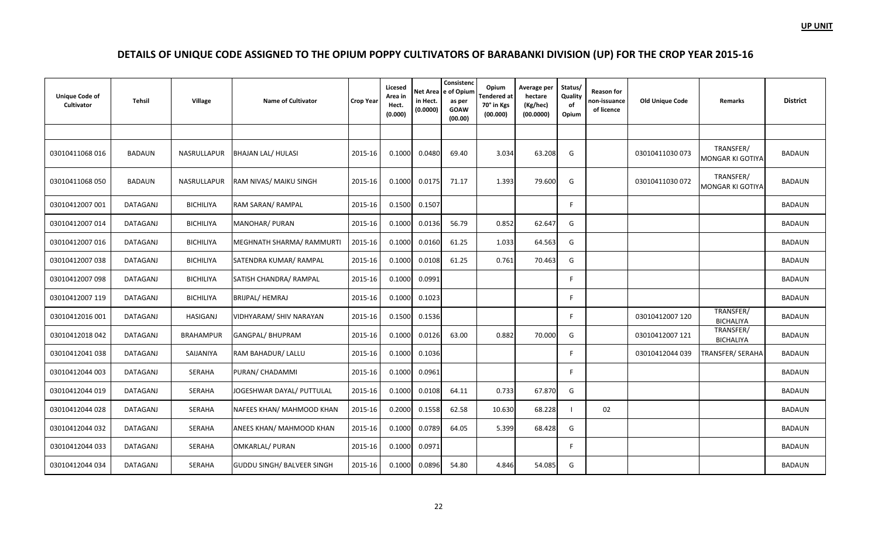**UP UNIT**

# DETAILS OF UNIQUE CODE ASSIGNED TO THE OPIUM POPPY CULTIVATORS OF BARABANKI DIVISION (UP) FOR THE CROP YEAR 2015-16

| Unique Code of Cultivator | Tehsil | Village | Name of Cultivator | Crop Year | Licesed Area in Hect. (0.000) | Net Area in Hect. (0.0000) | Consistence of Opium as per GOAW (00.00) | Opium Tendered at 70° in Kgs (00.000) | Average per hectare (Kg/hec) (00.0000) | Status/ Quality of Opium | Reason for non-issuance of licence | Old Unique Code | Remarks | District |
|---|---|---|---|---|---|---|---|---|---|---|---|---|---|---|
| | | | | | | | | | | | | | | |
| 03010411068 016 | BADAUN | NASRULLAPUR | BHAJAN LAL/ HULASI | 2015-16 | 0.1000 | 0.0480 | 69.40 | 3.034 | 63.208 | G | | 03010411030 073 | TRANSFER/ MONGAR KI GOTIYA | BADAUN |
| 03010411068 050 | BADAUN | NASRULLAPUR | RAM NIVAS/ MAIKU SINGH | 2015-16 | 0.1000 | 0.0175 | 71.17 | 1.393 | 79.600 | G | | 03010411030 072 | TRANSFER/ MONGAR KI GOTIYA | BADAUN |
| 03010412007 001 | DATAGANJ | BICHILIYA | RAM SARAN/ RAMPAL | 2015-16 | 0.1500 | 0.1507 | | | | F | | | | BADAUN |
| 03010412007 014 | DATAGANJ | BICHILIYA | MANOHAR/ PURAN | 2015-16 | 0.1000 | 0.0136 | 56.79 | 0.852 | 62.647 | G | | | | BADAUN |
| 03010412007 016 | DATAGANJ | BICHILIYA | MEGHNATH SHARMA/ RAMMURTI | 2015-16 | 0.1000 | 0.0160 | 61.25 | 1.033 | 64.563 | G | | | | BADAUN |
| 03010412007 038 | DATAGANJ | BICHILIYA | SATENDRA KUMAR/ RAMPAL | 2015-16 | 0.1000 | 0.0108 | 61.25 | 0.761 | 70.463 | G | | | | BADAUN |
| 03010412007 098 | DATAGANJ | BICHILIYA | SATISH CHANDRA/ RAMPAL | 2015-16 | 0.1000 | 0.0991 | | | | F | | | | BADAUN |
| 03010412007 119 | DATAGANJ | BICHILIYA | BRIJPAL/ HEMRAJ | 2015-16 | 0.1000 | 0.1023 | | | | F | | | | BADAUN |
| 03010412016 001 | DATAGANJ | HASIGANJ | VIDHYARAM/ SHIV NARAYAN | 2015-16 | 0.1500 | 0.1536 | | | | F | | 03010412007 120 | TRANSFER/ BICHALIYA | BADAUN |
| 03010412018 042 | DATAGANJ | BRAHAMPUR | GANGPAL/ BHUPRAM | 2015-16 | 0.1000 | 0.0126 | 63.00 | 0.882 | 70.000 | G | | 03010412007 121 | TRANSFER/ BICHALIYA | BADAUN |
| 03010412041 038 | DATAGANJ | SAIJANIYA | RAM BAHADUR/ LALLU | 2015-16 | 0.1000 | 0.1036 | | | | F | | 03010412044 039 | TRANSFER/ SERAHA | BADAUN |
| 03010412044 003 | DATAGANJ | SERAHA | PURAN/ CHADAMMI | 2015-16 | 0.1000 | 0.0961 | | | | F | | | | BADAUN |
| 03010412044 019 | DATAGANJ | SERAHA | JOGESHWAR DAYAL/ PUTTULAL | 2015-16 | 0.1000 | 0.0108 | 64.11 | 0.733 | 67.870 | G | | | | BADAUN |
| 03010412044 028 | DATAGANJ | SERAHA | NAFEES KHAN/ MAHMOOD KHAN | 2015-16 | 0.2000 | 0.1558 | 62.58 | 10.630 | 68.228 | I | 02 | | | BADAUN |
| 03010412044 032 | DATAGANJ | SERAHA | ANEES KHAN/ MAHMOOD KHAN | 2015-16 | 0.1000 | 0.0789 | 64.05 | 5.399 | 68.428 | G | | | | BADAUN |
| 03010412044 033 | DATAGANJ | SERAHA | OMKARLAL/ PURAN | 2015-16 | 0.1000 | 0.0971 | | | | F | | | | BADAUN |
| 03010412044 034 | DATAGANJ | SERAHA | GUDDU SINGH/ BALVEER SINGH | 2015-16 | 0.1000 | 0.0896 | 54.80 | 4.846 | 54.085 | G | | | | BADAUN |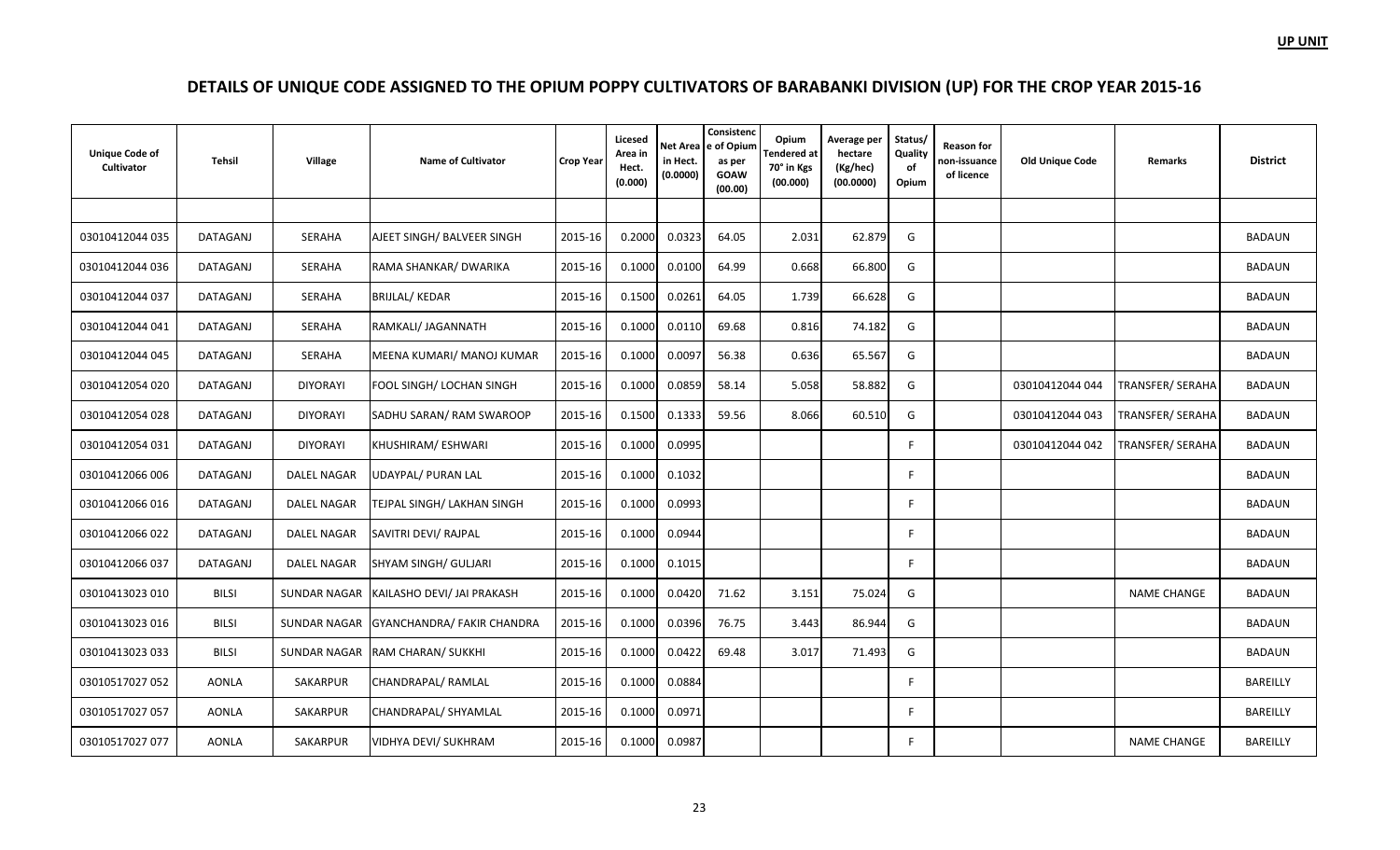UP UNIT

# DETAILS OF UNIQUE CODE ASSIGNED TO THE OPIUM POPPY CULTIVATORS OF BARABANKI DIVISION (UP) FOR THE CROP YEAR 2015-16

| Unique Code of Cultivator | Tehsil | Village | Name of Cultivator | Crop Year | Licesed Area in Hect. (0.000) | Net Area in Hect. (0.0000) | Consistence of Opium as per GOAW (00.00) | Opium Tendered at 70° in Kgs (00.000) | Average per hectare (Kg/hec) (00.0000) | Status/ Quality of Opium | Reason for non-issuance of licence | Old Unique Code | Remarks | District |
|---|---|---|---|---|---|---|---|---|---|---|---|---|---|---|
| | | | | | | | | | | | | | | |
| 03010412044 035 | DATAGANJ | SERAHA | AJEET SINGH/ BALVEER SINGH | 2015-16 | 0.2000 | 0.0323 | 64.05 | 2.031 | 62.879 | G | | | | BADAUN |
| 03010412044 036 | DATAGANJ | SERAHA | RAMA SHANKAR/ DWARIKA | 2015-16 | 0.1000 | 0.0100 | 64.99 | 0.668 | 66.800 | G | | | | BADAUN |
| 03010412044 037 | DATAGANJ | SERAHA | BRIJLAL/ KEDAR | 2015-16 | 0.1500 | 0.0261 | 64.05 | 1.739 | 66.628 | G | | | | BADAUN |
| 03010412044 041 | DATAGANJ | SERAHA | RAMKALI/ JAGANNATH | 2015-16 | 0.1000 | 0.0110 | 69.68 | 0.816 | 74.182 | G | | | | BADAUN |
| 03010412044 045 | DATAGANJ | SERAHA | MEENA KUMARI/ MANOJ KUMAR | 2015-16 | 0.1000 | 0.0097 | 56.38 | 0.636 | 65.567 | G | | | | BADAUN |
| 03010412054 020 | DATAGANJ | DIYORAYI | FOOL SINGH/ LOCHAN SINGH | 2015-16 | 0.1000 | 0.0859 | 58.14 | 5.058 | 58.882 | G | | 03010412044 044 | TRANSFER/ SERAHA | BADAUN |
| 03010412054 028 | DATAGANJ | DIYORAYI | SADHU SARAN/ RAM SWAROOP | 2015-16 | 0.1500 | 0.1333 | 59.56 | 8.066 | 60.510 | G | | 03010412044 043 | TRANSFER/ SERAHA | BADAUN |
| 03010412054 031 | DATAGANJ | DIYORAYI | KHUSHIRAM/ ESHWARI | 2015-16 | 0.1000 | 0.0995 | | | | F | | 03010412044 042 | TRANSFER/ SERAHA | BADAUN |
| 03010412066 006 | DATAGANJ | DALEL NAGAR | UDAYPAL/ PURAN LAL | 2015-16 | 0.1000 | 0.1032 | | | | F | | | | BADAUN |
| 03010412066 016 | DATAGANJ | DALEL NAGAR | TEJPAL SINGH/ LAKHAN SINGH | 2015-16 | 0.1000 | 0.0993 | | | | F | | | | BADAUN |
| 03010412066 022 | DATAGANJ | DALEL NAGAR | SAVITRI DEVI/ RAJPAL | 2015-16 | 0.1000 | 0.0944 | | | | F | | | | BADAUN |
| 03010412066 037 | DATAGANJ | DALEL NAGAR | SHYAM SINGH/ GULJARI | 2015-16 | 0.1000 | 0.1015 | | | | F | | | | BADAUN |
| 03010413023 010 | BILSI | SUNDAR NAGAR | KAILASHO DEVI/ JAI PRAKASH | 2015-16 | 0.1000 | 0.0420 | 71.62 | 3.151 | 75.024 | G | | | NAME CHANGE | BADAUN |
| 03010413023 016 | BILSI | SUNDAR NAGAR | GYANCHANDRA/ FAKIR CHANDRA | 2015-16 | 0.1000 | 0.0396 | 76.75 | 3.443 | 86.944 | G | | | | BADAUN |
| 03010413023 033 | BILSI | SUNDAR NAGAR | RAM CHARAN/ SUKKHI | 2015-16 | 0.1000 | 0.0422 | 69.48 | 3.017 | 71.493 | G | | | | BADAUN |
| 03010517027 052 | AONLA | SAKARPUR | CHANDRAPAL/ RAMLAL | 2015-16 | 0.1000 | 0.0884 | | | | F | | | | BAREILLY |
| 03010517027 057 | AONLA | SAKARPUR | CHANDRAPAL/ SHYAMLAL | 2015-16 | 0.1000 | 0.0971 | | | | F | | | | BAREILLY |
| 03010517027 077 | AONLA | SAKARPUR | VIDHYA DEVI/ SUKHRAM | 2015-16 | 0.1000 | 0.0987 | | | | F | | | NAME CHANGE | BAREILLY |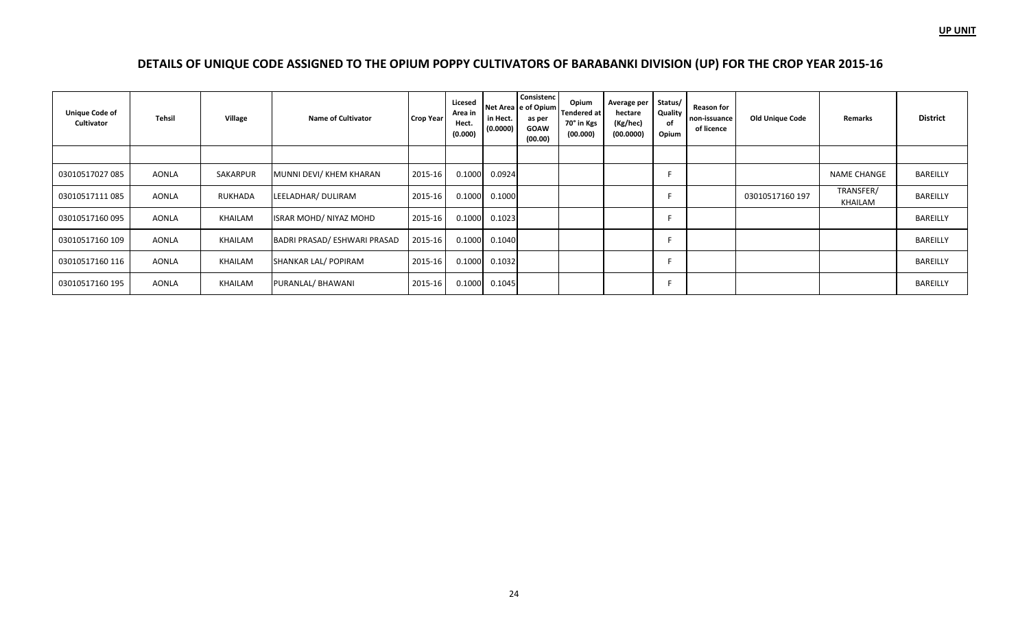**UP UNIT**

## DETAILS OF UNIQUE CODE ASSIGNED TO THE OPIUM POPPY CULTIVATORS OF BARABANKI DIVISION (UP) FOR THE CROP YEAR 2015-16

| Unique Code of Cultivator | Tehsil | Village | Name of Cultivator | Crop Year | Licesed Area in Hect. (0.000) | Net Area in Hect. (0.0000) | Consistence of Opium as per GOAW (00.00) | Opium Tendered at 70° in Kgs (00.000) | Average per hectare (Kg/hec) (00.0000) | Status/ Quality of Opium | Reason for non-issuance of licence | Old Unique Code | Remarks | District |
|---|---|---|---|---|---|---|---|---|---|---|---|---|---|---|
| | | | | | | | | | | | | | | |
| 03010517027 085 | AONLA | SAKARPUR | MUNNI DEVI/ KHEM KHARAN | 2015-16 | 0.1000 | 0.0924 | | | | F | | | NAME CHANGE | BAREILLY |
| 03010517111 085 | AONLA | RUKHADA | LEELADHAR/ DULIRAM | 2015-16 | 0.1000 | 0.1000 | | | | F | | 03010517160 197 | TRANSFER/ KHAILAM | BAREILLY |
| 03010517160 095 | AONLA | KHAILAM | ISRAR MOHD/ NIYAZ MOHD | 2015-16 | 0.1000 | 0.1023 | | | | F | | | | BAREILLY |
| 03010517160 109 | AONLA | KHAILAM | BADRI PRASAD/ ESHWARI PRASAD | 2015-16 | 0.1000 | 0.1040 | | | | F | | | | BAREILLY |
| 03010517160 116 | AONLA | KHAILAM | SHANKAR LAL/ POPIRAM | 2015-16 | 0.1000 | 0.1032 | | | | F | | | | BAREILLY |
| 03010517160 195 | AONLA | KHAILAM | PURANLAL/ BHAWANI | 2015-16 | 0.1000 | 0.1045 | | | | F | | | | BAREILLY |